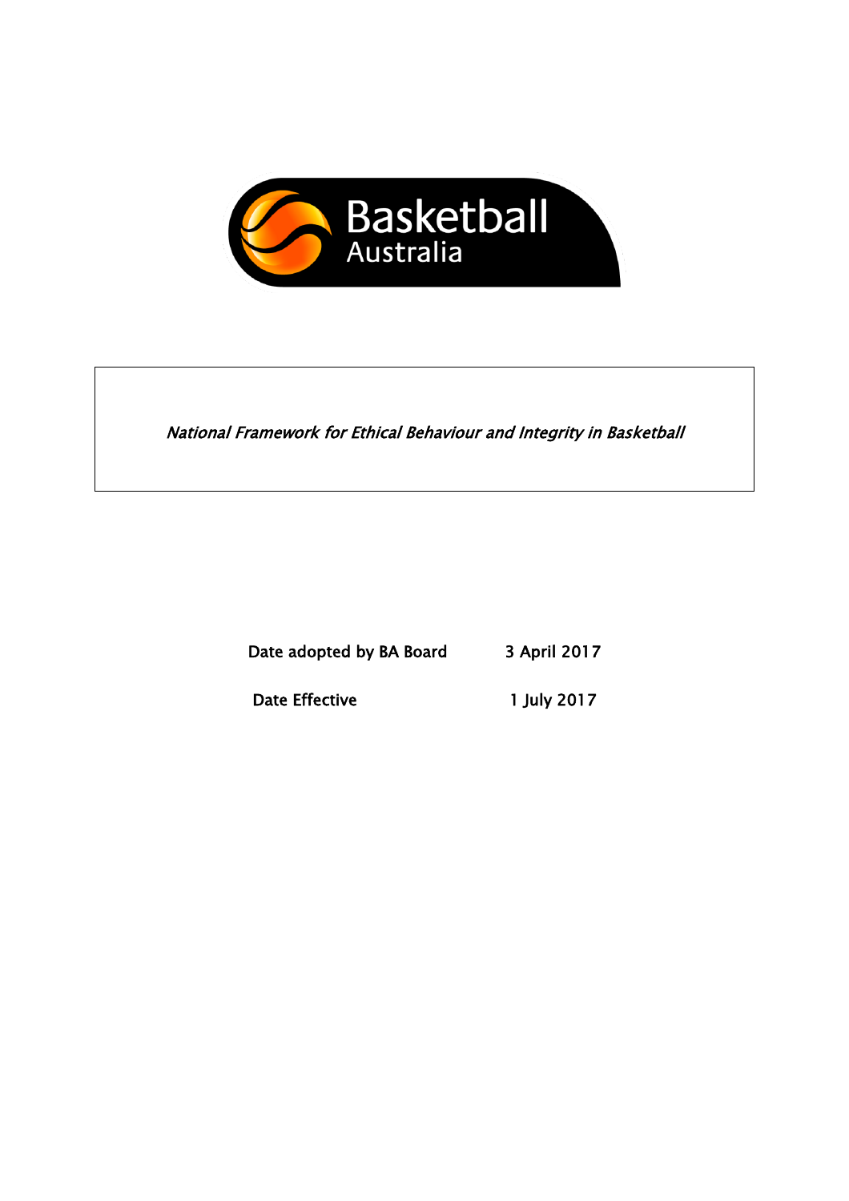Basketball Australia

*National Framework for Ethical Behaviour and Integrity in Basketball*

| | |
|---|---|
| Date adopted by BA Board | 3 April 2017 |
| Date Effective | 1 July 2017 |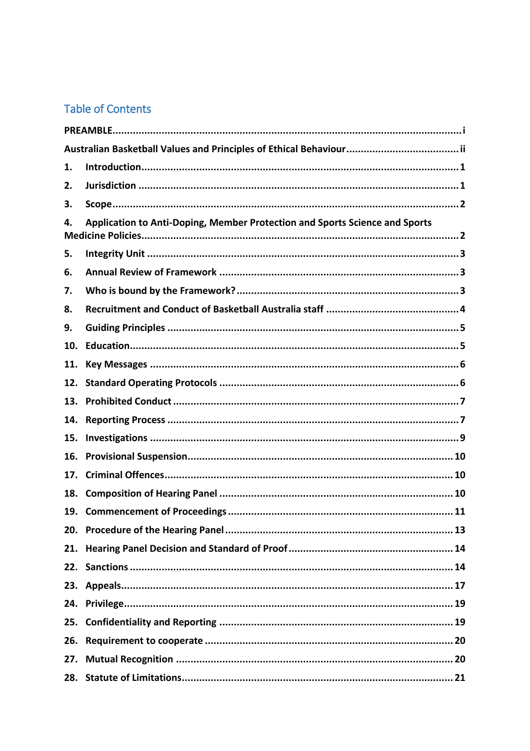## Table of Contents

PREAMBLE ........ i

Australian Basketball Values and Principles of Ethical Behaviour ........ ii

1. Introduction ........ 1
2. Jurisdiction ........ 1
3. Scope ........ 2
4. Application to Anti-Doping, Member Protection and Sports Science and Sports Medicine Policies ........ 2
5. Integrity Unit ........ 3
6. Annual Review of Framework ........ 3
7. Who is bound by the Framework? ........ 3
8. Recruitment and Conduct of Basketball Australia staff ........ 4
9. Guiding Principles ........ 5
10. Education ........ 5
11. Key Messages ........ 6
12. Standard Operating Protocols ........ 6
13. Prohibited Conduct ........ 7
14. Reporting Process ........ 7
15. Investigations ........ 9
16. Provisional Suspension ........ 10
17. Criminal Offences ........ 10
18. Composition of Hearing Panel ........ 10
19. Commencement of Proceedings ........ 11
20. Procedure of the Hearing Panel ........ 13
21. Hearing Panel Decision and Standard of Proof ........ 14
22. Sanctions ........ 14
23. Appeals ........ 17
24. Privilege ........ 19
25. Confidentiality and Reporting ........ 19
26. Requirement to cooperate ........ 20
27. Mutual Recognition ........ 20
28. Statute of Limitations ........ 21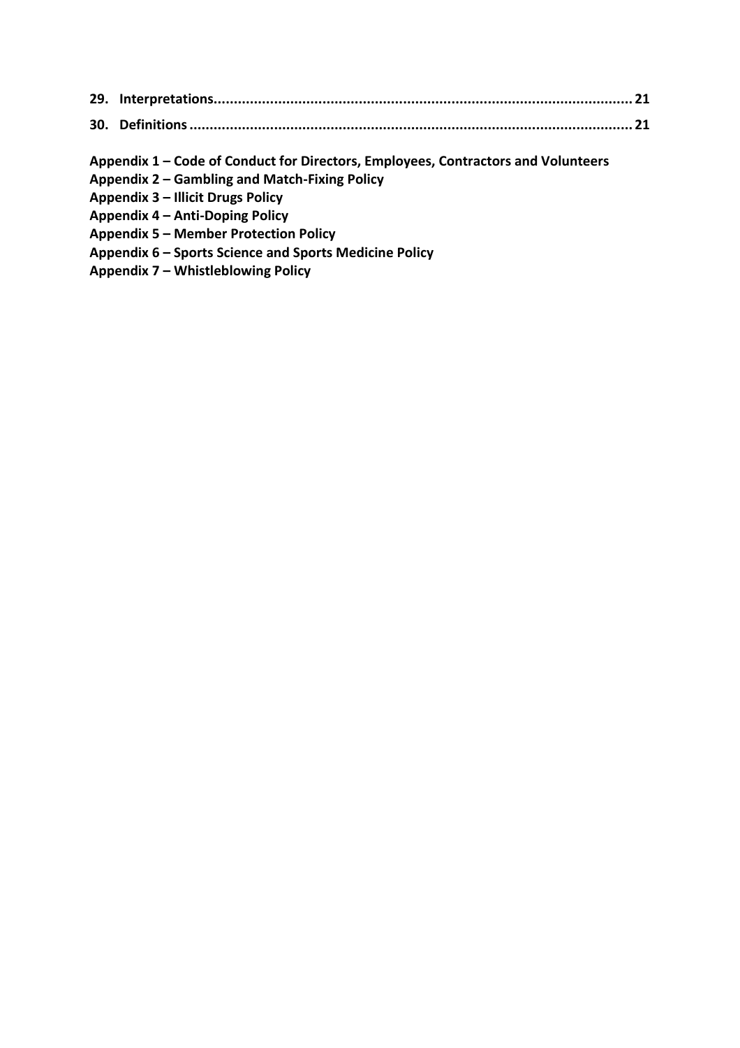**29. Interpretations...................................................................................................... 21**

**30. Definitions............................................................................................................ 21**

**Appendix 1 – Code of Conduct for Directors, Employees, Contractors and Volunteers**
**Appendix 2 – Gambling and Match-Fixing Policy**
**Appendix 3 – Illicit Drugs Policy**
**Appendix 4 – Anti-Doping Policy**
**Appendix 5 – Member Protection Policy**
**Appendix 6 – Sports Science and Sports Medicine Policy**
**Appendix 7 – Whistleblowing Policy**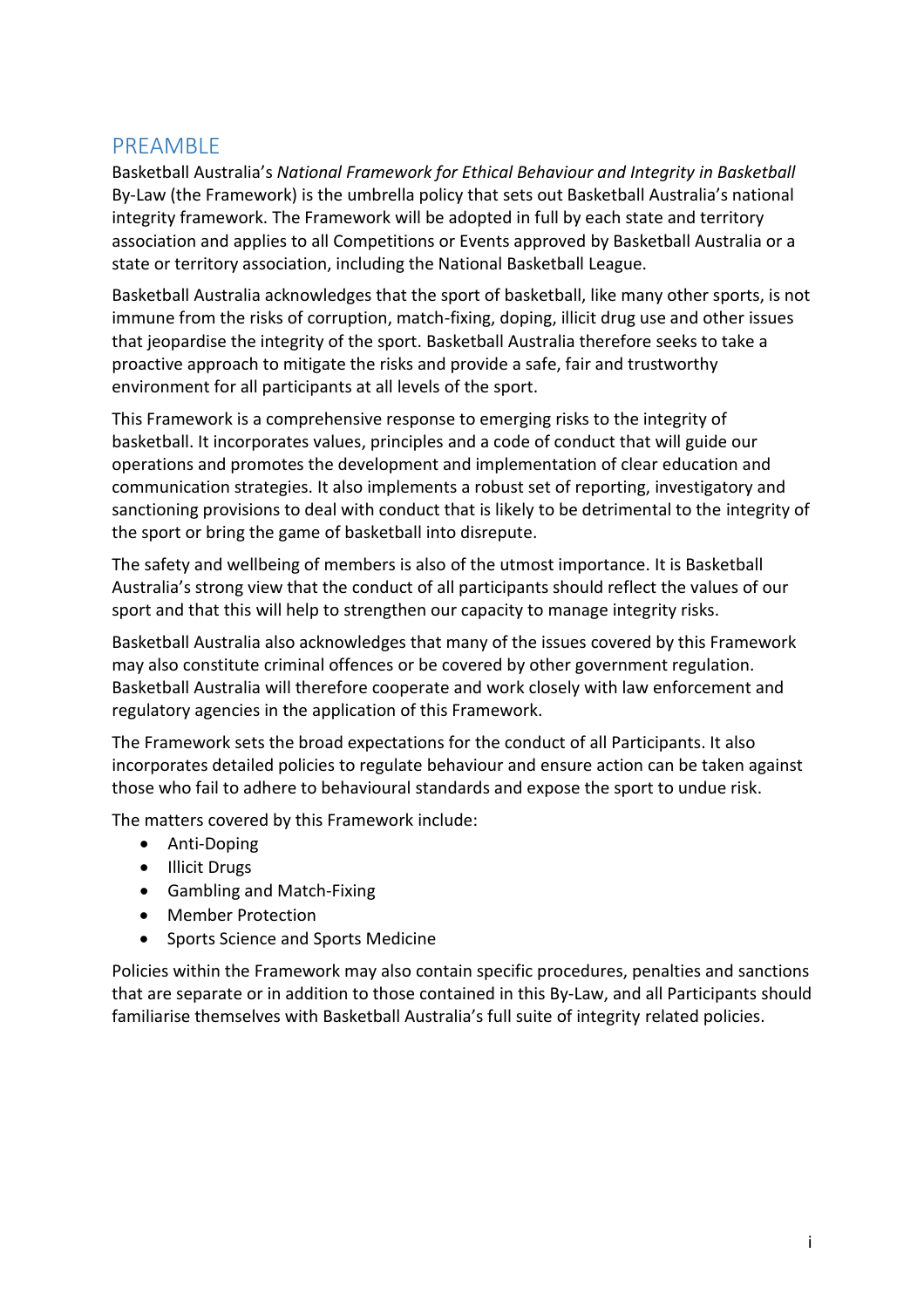## PREAMBLE

Basketball Australia's *National Framework for Ethical Behaviour and Integrity in Basketball* By-Law (the Framework) is the umbrella policy that sets out Basketball Australia's national integrity framework. The Framework will be adopted in full by each state and territory association and applies to all Competitions or Events approved by Basketball Australia or a state or territory association, including the National Basketball League.

Basketball Australia acknowledges that the sport of basketball, like many other sports, is not immune from the risks of corruption, match-fixing, doping, illicit drug use and other issues that jeopardise the integrity of the sport. Basketball Australia therefore seeks to take a proactive approach to mitigate the risks and provide a safe, fair and trustworthy environment for all participants at all levels of the sport.

This Framework is a comprehensive response to emerging risks to the integrity of basketball. It incorporates values, principles and a code of conduct that will guide our operations and promotes the development and implementation of clear education and communication strategies. It also implements a robust set of reporting, investigatory and sanctioning provisions to deal with conduct that is likely to be detrimental to the integrity of the sport or bring the game of basketball into disrepute.

The safety and wellbeing of members is also of the utmost importance. It is Basketball Australia's strong view that the conduct of all participants should reflect the values of our sport and that this will help to strengthen our capacity to manage integrity risks.

Basketball Australia also acknowledges that many of the issues covered by this Framework may also constitute criminal offences or be covered by other government regulation. Basketball Australia will therefore cooperate and work closely with law enforcement and regulatory agencies in the application of this Framework.

The Framework sets the broad expectations for the conduct of all Participants. It also incorporates detailed policies to regulate behaviour and ensure action can be taken against those who fail to adhere to behavioural standards and expose the sport to undue risk.

The matters covered by this Framework include:

- Anti-Doping
- Illicit Drugs
- Gambling and Match-Fixing
- Member Protection
- Sports Science and Sports Medicine

Policies within the Framework may also contain specific procedures, penalties and sanctions that are separate or in addition to those contained in this By-Law, and all Participants should familiarise themselves with Basketball Australia's full suite of integrity related policies.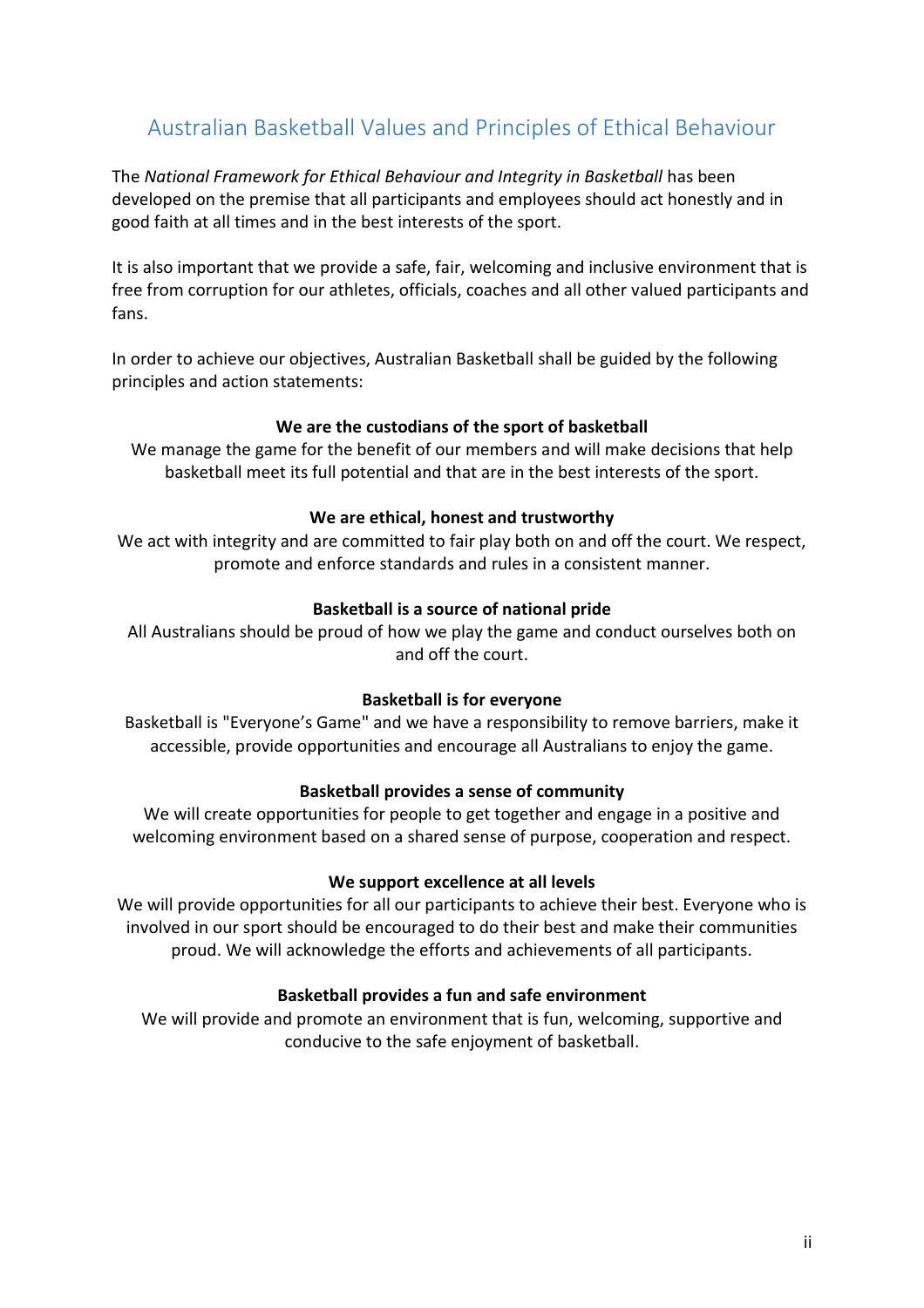## Australian Basketball Values and Principles of Ethical Behaviour

The *National Framework for Ethical Behaviour and Integrity in Basketball* has been developed on the premise that all participants and employees should act honestly and in good faith at all times and in the best interests of the sport.

It is also important that we provide a safe, fair, welcoming and inclusive environment that is free from corruption for our athletes, officials, coaches and all other valued participants and fans.

In order to achieve our objectives, Australian Basketball shall be guided by the following principles and action statements:

**We are the custodians of the sport of basketball**

We manage the game for the benefit of our members and will make decisions that help basketball meet its full potential and that are in the best interests of the sport.

**We are ethical, honest and trustworthy**

We act with integrity and are committed to fair play both on and off the court. We respect, promote and enforce standards and rules in a consistent manner.

**Basketball is a source of national pride**

All Australians should be proud of how we play the game and conduct ourselves both on and off the court.

**Basketball is for everyone**

Basketball is "Everyone's Game" and we have a responsibility to remove barriers, make it accessible, provide opportunities and encourage all Australians to enjoy the game.

**Basketball provides a sense of community**

We will create opportunities for people to get together and engage in a positive and welcoming environment based on a shared sense of purpose, cooperation and respect.

**We support excellence at all levels**

We will provide opportunities for all our participants to achieve their best. Everyone who is involved in our sport should be encouraged to do their best and make their communities proud. We will acknowledge the efforts and achievements of all participants.

**Basketball provides a fun and safe environment**

We will provide and promote an environment that is fun, welcoming, supportive and conducive to the safe enjoyment of basketball.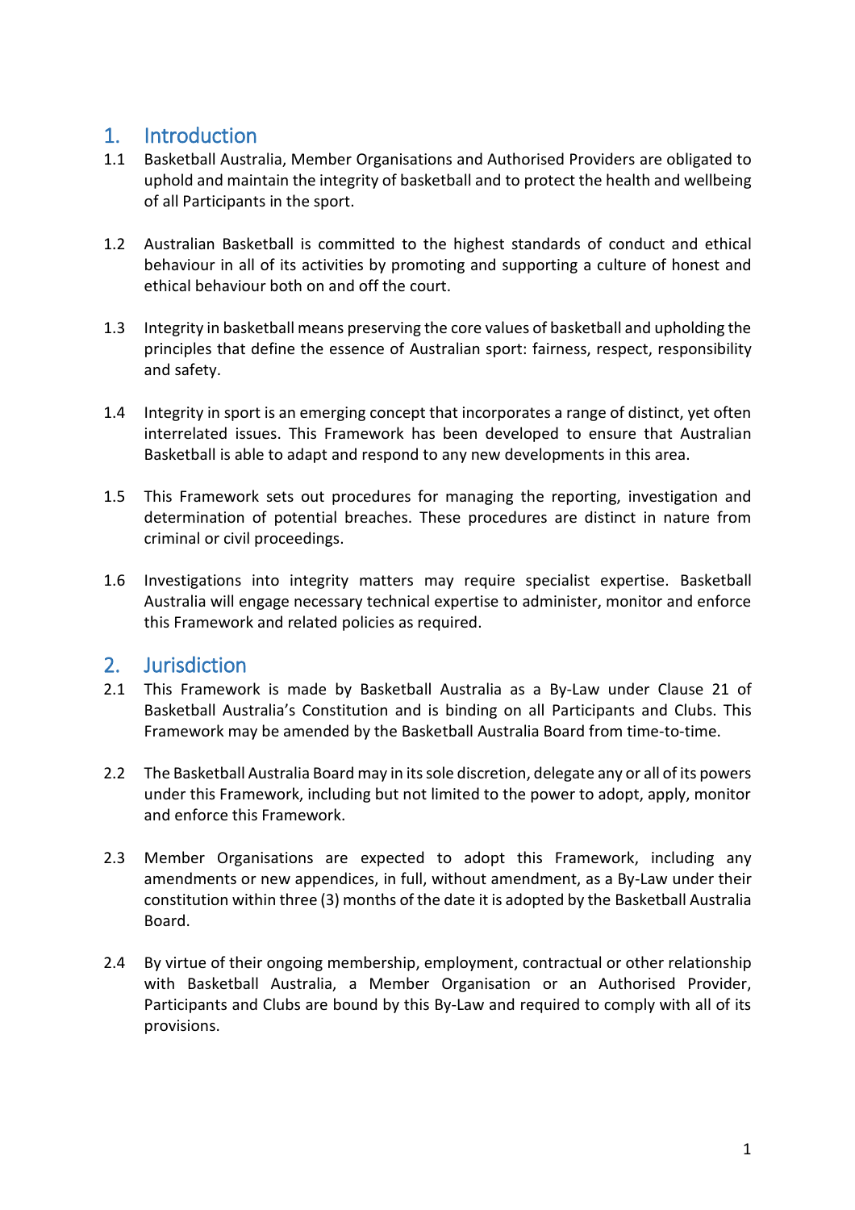## 1. Introduction

1.1 Basketball Australia, Member Organisations and Authorised Providers are obligated to uphold and maintain the integrity of basketball and to protect the health and wellbeing of all Participants in the sport.

1.2 Australian Basketball is committed to the highest standards of conduct and ethical behaviour in all of its activities by promoting and supporting a culture of honest and ethical behaviour both on and off the court.

1.3 Integrity in basketball means preserving the core values of basketball and upholding the principles that define the essence of Australian sport: fairness, respect, responsibility and safety.

1.4 Integrity in sport is an emerging concept that incorporates a range of distinct, yet often interrelated issues. This Framework has been developed to ensure that Australian Basketball is able to adapt and respond to any new developments in this area.

1.5 This Framework sets out procedures for managing the reporting, investigation and determination of potential breaches. These procedures are distinct in nature from criminal or civil proceedings.

1.6 Investigations into integrity matters may require specialist expertise. Basketball Australia will engage necessary technical expertise to administer, monitor and enforce this Framework and related policies as required.

## 2. Jurisdiction

2.1 This Framework is made by Basketball Australia as a By-Law under Clause 21 of Basketball Australia's Constitution and is binding on all Participants and Clubs. This Framework may be amended by the Basketball Australia Board from time-to-time.

2.2 The Basketball Australia Board may in its sole discretion, delegate any or all of its powers under this Framework, including but not limited to the power to adopt, apply, monitor and enforce this Framework.

2.3 Member Organisations are expected to adopt this Framework, including any amendments or new appendices, in full, without amendment, as a By-Law under their constitution within three (3) months of the date it is adopted by the Basketball Australia Board.

2.4 By virtue of their ongoing membership, employment, contractual or other relationship with Basketball Australia, a Member Organisation or an Authorised Provider, Participants and Clubs are bound by this By-Law and required to comply with all of its provisions.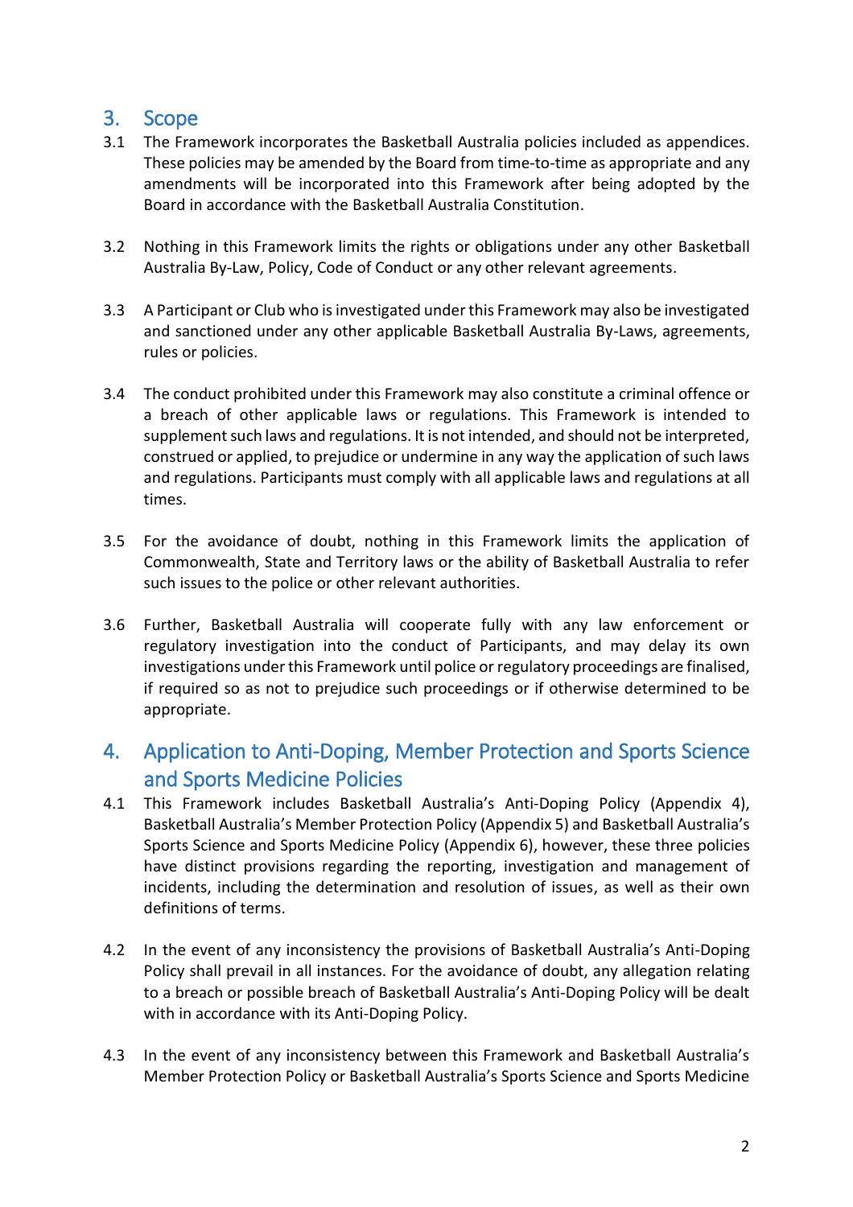## 3. Scope

3.1 The Framework incorporates the Basketball Australia policies included as appendices. These policies may be amended by the Board from time-to-time as appropriate and any amendments will be incorporated into this Framework after being adopted by the Board in accordance with the Basketball Australia Constitution.

3.2 Nothing in this Framework limits the rights or obligations under any other Basketball Australia By-Law, Policy, Code of Conduct or any other relevant agreements.

3.3 A Participant or Club who is investigated under this Framework may also be investigated and sanctioned under any other applicable Basketball Australia By-Laws, agreements, rules or policies.

3.4 The conduct prohibited under this Framework may also constitute a criminal offence or a breach of other applicable laws or regulations. This Framework is intended to supplement such laws and regulations. It is not intended, and should not be interpreted, construed or applied, to prejudice or undermine in any way the application of such laws and regulations. Participants must comply with all applicable laws and regulations at all times.

3.5 For the avoidance of doubt, nothing in this Framework limits the application of Commonwealth, State and Territory laws or the ability of Basketball Australia to refer such issues to the police or other relevant authorities.

3.6 Further, Basketball Australia will cooperate fully with any law enforcement or regulatory investigation into the conduct of Participants, and may delay its own investigations under this Framework until police or regulatory proceedings are finalised, if required so as not to prejudice such proceedings or if otherwise determined to be appropriate.

## 4. Application to Anti-Doping, Member Protection and Sports Science and Sports Medicine Policies

4.1 This Framework includes Basketball Australia's Anti-Doping Policy (Appendix 4), Basketball Australia's Member Protection Policy (Appendix 5) and Basketball Australia's Sports Science and Sports Medicine Policy (Appendix 6), however, these three policies have distinct provisions regarding the reporting, investigation and management of incidents, including the determination and resolution of issues, as well as their own definitions of terms.

4.2 In the event of any inconsistency the provisions of Basketball Australia's Anti-Doping Policy shall prevail in all instances. For the avoidance of doubt, any allegation relating to a breach or possible breach of Basketball Australia's Anti-Doping Policy will be dealt with in accordance with its Anti-Doping Policy.

4.3 In the event of any inconsistency between this Framework and Basketball Australia's Member Protection Policy or Basketball Australia's Sports Science and Sports Medicine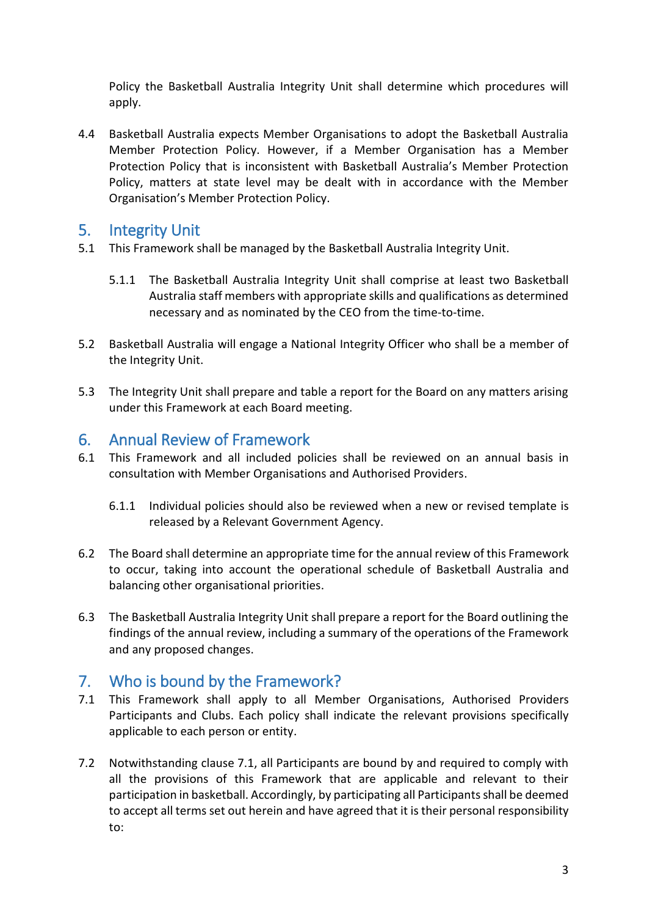Policy the Basketball Australia Integrity Unit shall determine which procedures will apply.

4.4 Basketball Australia expects Member Organisations to adopt the Basketball Australia Member Protection Policy. However, if a Member Organisation has a Member Protection Policy that is inconsistent with Basketball Australia's Member Protection Policy, matters at state level may be dealt with in accordance with the Member Organisation's Member Protection Policy.

## 5. Integrity Unit

5.1 This Framework shall be managed by the Basketball Australia Integrity Unit.

5.1.1 The Basketball Australia Integrity Unit shall comprise at least two Basketball Australia staff members with appropriate skills and qualifications as determined necessary and as nominated by the CEO from the time-to-time.

5.2 Basketball Australia will engage a National Integrity Officer who shall be a member of the Integrity Unit.

5.3 The Integrity Unit shall prepare and table a report for the Board on any matters arising under this Framework at each Board meeting.

## 6. Annual Review of Framework

6.1 This Framework and all included policies shall be reviewed on an annual basis in consultation with Member Organisations and Authorised Providers.

6.1.1 Individual policies should also be reviewed when a new or revised template is released by a Relevant Government Agency.

6.2 The Board shall determine an appropriate time for the annual review of this Framework to occur, taking into account the operational schedule of Basketball Australia and balancing other organisational priorities.

6.3 The Basketball Australia Integrity Unit shall prepare a report for the Board outlining the findings of the annual review, including a summary of the operations of the Framework and any proposed changes.

## 7. Who is bound by the Framework?

7.1 This Framework shall apply to all Member Organisations, Authorised Providers Participants and Clubs. Each policy shall indicate the relevant provisions specifically applicable to each person or entity.

7.2 Notwithstanding clause 7.1, all Participants are bound by and required to comply with all the provisions of this Framework that are applicable and relevant to their participation in basketball. Accordingly, by participating all Participants shall be deemed to accept all terms set out herein and have agreed that it is their personal responsibility to: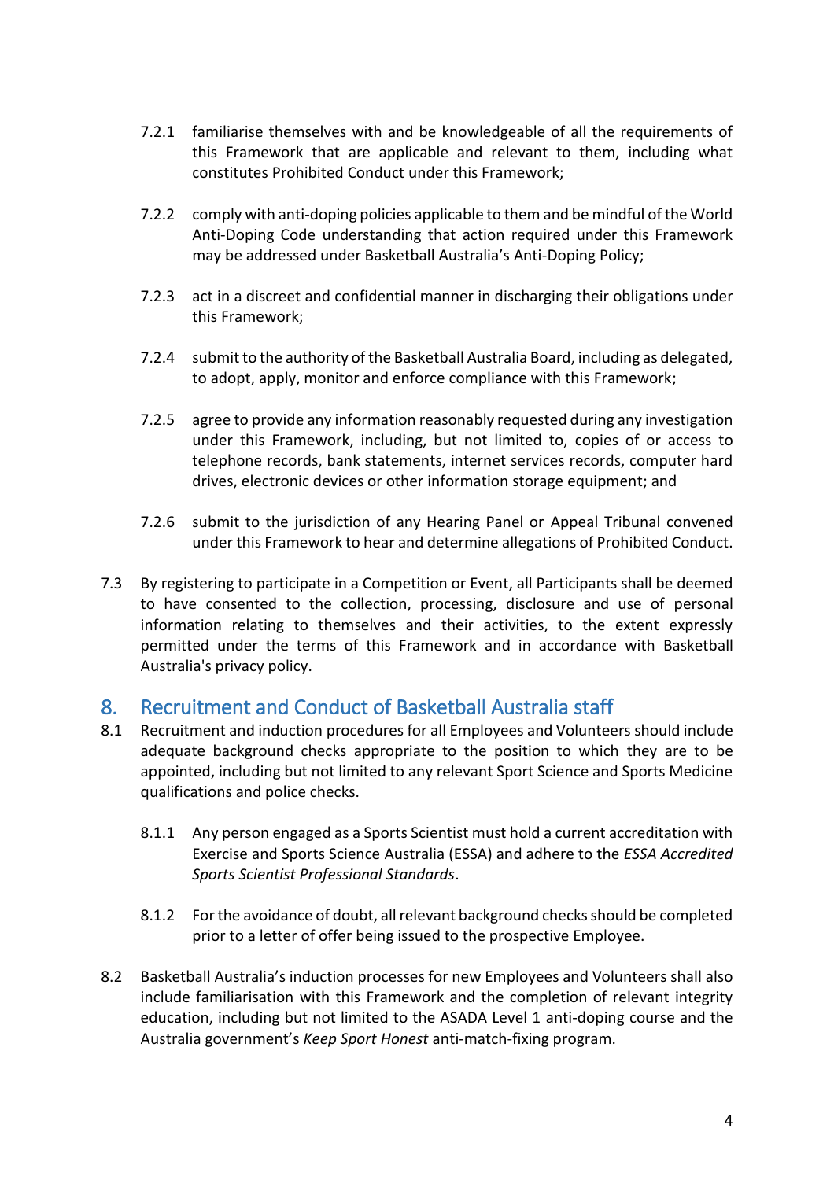7.2.1 familiarise themselves with and be knowledgeable of all the requirements of this Framework that are applicable and relevant to them, including what constitutes Prohibited Conduct under this Framework;

7.2.2 comply with anti-doping policies applicable to them and be mindful of the World Anti-Doping Code understanding that action required under this Framework may be addressed under Basketball Australia's Anti-Doping Policy;

7.2.3 act in a discreet and confidential manner in discharging their obligations under this Framework;

7.2.4 submit to the authority of the Basketball Australia Board, including as delegated, to adopt, apply, monitor and enforce compliance with this Framework;

7.2.5 agree to provide any information reasonably requested during any investigation under this Framework, including, but not limited to, copies of or access to telephone records, bank statements, internet services records, computer hard drives, electronic devices or other information storage equipment; and

7.2.6 submit to the jurisdiction of any Hearing Panel or Appeal Tribunal convened under this Framework to hear and determine allegations of Prohibited Conduct.

7.3 By registering to participate in a Competition or Event, all Participants shall be deemed to have consented to the collection, processing, disclosure and use of personal information relating to themselves and their activities, to the extent expressly permitted under the terms of this Framework and in accordance with Basketball Australia's privacy policy.

## 8. Recruitment and Conduct of Basketball Australia staff

8.1 Recruitment and induction procedures for all Employees and Volunteers should include adequate background checks appropriate to the position to which they are to be appointed, including but not limited to any relevant Sport Science and Sports Medicine qualifications and police checks.

8.1.1 Any person engaged as a Sports Scientist must hold a current accreditation with Exercise and Sports Science Australia (ESSA) and adhere to the *ESSA Accredited Sports Scientist Professional Standards*.

8.1.2 For the avoidance of doubt, all relevant background checks should be completed prior to a letter of offer being issued to the prospective Employee.

8.2 Basketball Australia's induction processes for new Employees and Volunteers shall also include familiarisation with this Framework and the completion of relevant integrity education, including but not limited to the ASADA Level 1 anti-doping course and the Australia government's *Keep Sport Honest* anti-match-fixing program.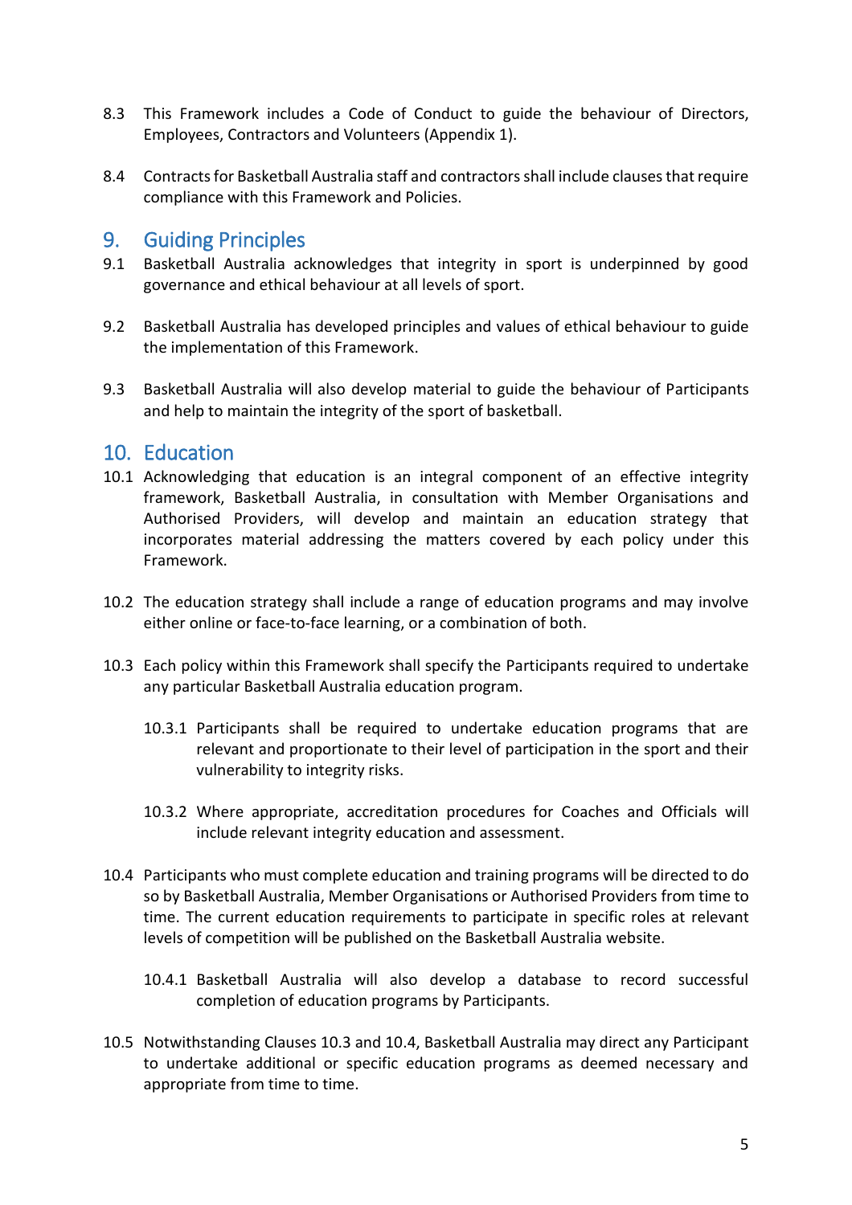8.3 This Framework includes a Code of Conduct to guide the behaviour of Directors, Employees, Contractors and Volunteers (Appendix 1).

8.4 Contracts for Basketball Australia staff and contractors shall include clauses that require compliance with this Framework and Policies.

## 9. Guiding Principles

9.1 Basketball Australia acknowledges that integrity in sport is underpinned by good governance and ethical behaviour at all levels of sport.

9.2 Basketball Australia has developed principles and values of ethical behaviour to guide the implementation of this Framework.

9.3 Basketball Australia will also develop material to guide the behaviour of Participants and help to maintain the integrity of the sport of basketball.

## 10. Education

10.1 Acknowledging that education is an integral component of an effective integrity framework, Basketball Australia, in consultation with Member Organisations and Authorised Providers, will develop and maintain an education strategy that incorporates material addressing the matters covered by each policy under this Framework.

10.2 The education strategy shall include a range of education programs and may involve either online or face-to-face learning, or a combination of both.

10.3 Each policy within this Framework shall specify the Participants required to undertake any particular Basketball Australia education program.

10.3.1 Participants shall be required to undertake education programs that are relevant and proportionate to their level of participation in the sport and their vulnerability to integrity risks.

10.3.2 Where appropriate, accreditation procedures for Coaches and Officials will include relevant integrity education and assessment.

10.4 Participants who must complete education and training programs will be directed to do so by Basketball Australia, Member Organisations or Authorised Providers from time to time. The current education requirements to participate in specific roles at relevant levels of competition will be published on the Basketball Australia website.

10.4.1 Basketball Australia will also develop a database to record successful completion of education programs by Participants.

10.5 Notwithstanding Clauses 10.3 and 10.4, Basketball Australia may direct any Participant to undertake additional or specific education programs as deemed necessary and appropriate from time to time.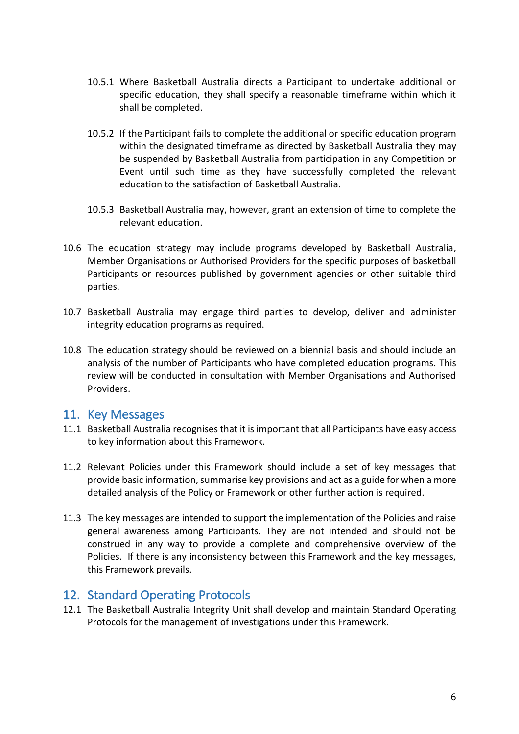10.5.1 Where Basketball Australia directs a Participant to undertake additional or specific education, they shall specify a reasonable timeframe within which it shall be completed.

10.5.2 If the Participant fails to complete the additional or specific education program within the designated timeframe as directed by Basketball Australia they may be suspended by Basketball Australia from participation in any Competition or Event until such time as they have successfully completed the relevant education to the satisfaction of Basketball Australia.

10.5.3 Basketball Australia may, however, grant an extension of time to complete the relevant education.

10.6 The education strategy may include programs developed by Basketball Australia, Member Organisations or Authorised Providers for the specific purposes of basketball Participants or resources published by government agencies or other suitable third parties.

10.7 Basketball Australia may engage third parties to develop, deliver and administer integrity education programs as required.

10.8 The education strategy should be reviewed on a biennial basis and should include an analysis of the number of Participants who have completed education programs. This review will be conducted in consultation with Member Organisations and Authorised Providers.

## 11. Key Messages

11.1 Basketball Australia recognises that it is important that all Participants have easy access to key information about this Framework.

11.2 Relevant Policies under this Framework should include a set of key messages that provide basic information, summarise key provisions and act as a guide for when a more detailed analysis of the Policy or Framework or other further action is required.

11.3 The key messages are intended to support the implementation of the Policies and raise general awareness among Participants. They are not intended and should not be construed in any way to provide a complete and comprehensive overview of the Policies. If there is any inconsistency between this Framework and the key messages, this Framework prevails.

## 12. Standard Operating Protocols

12.1 The Basketball Australia Integrity Unit shall develop and maintain Standard Operating Protocols for the management of investigations under this Framework.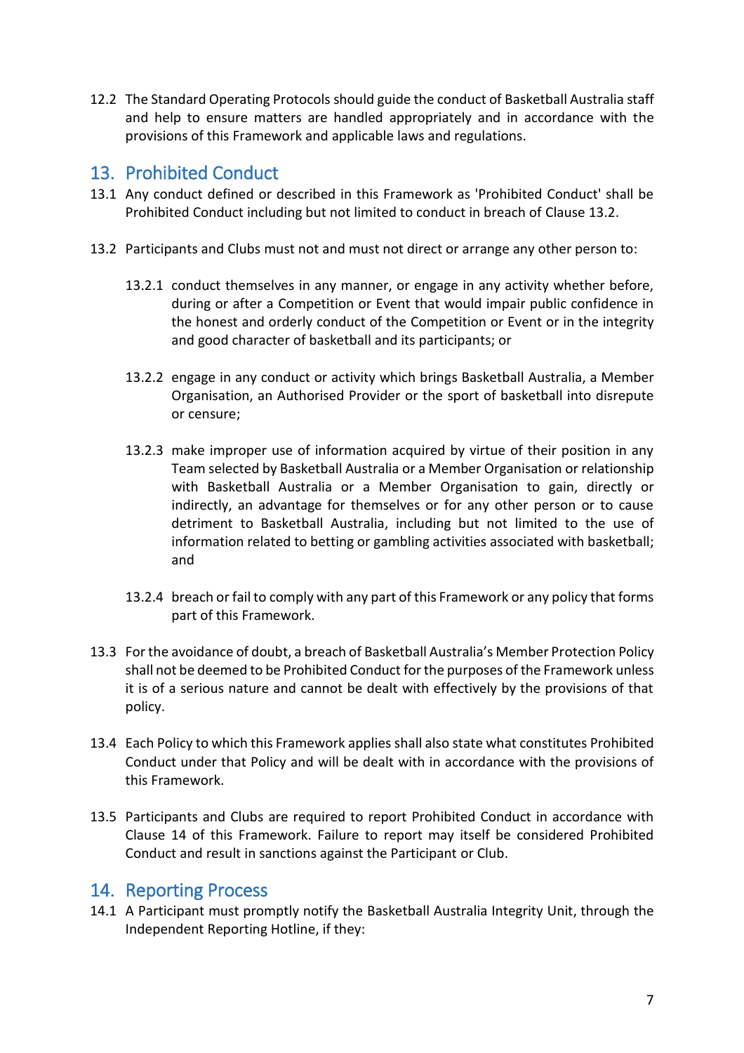12.2 The Standard Operating Protocols should guide the conduct of Basketball Australia staff and help to ensure matters are handled appropriately and in accordance with the provisions of this Framework and applicable laws and regulations.

## 13. Prohibited Conduct

13.1 Any conduct defined or described in this Framework as 'Prohibited Conduct' shall be Prohibited Conduct including but not limited to conduct in breach of Clause 13.2.

13.2 Participants and Clubs must not and must not direct or arrange any other person to:

> 13.2.1 conduct themselves in any manner, or engage in any activity whether before, during or after a Competition or Event that would impair public confidence in the honest and orderly conduct of the Competition or Event or in the integrity and good character of basketball and its participants; or
>
> 13.2.2 engage in any conduct or activity which brings Basketball Australia, a Member Organisation, an Authorised Provider or the sport of basketball into disrepute or censure;
>
> 13.2.3 make improper use of information acquired by virtue of their position in any Team selected by Basketball Australia or a Member Organisation or relationship with Basketball Australia or a Member Organisation to gain, directly or indirectly, an advantage for themselves or for any other person or to cause detriment to Basketball Australia, including but not limited to the use of information related to betting or gambling activities associated with basketball; and
>
> 13.2.4 breach or fail to comply with any part of this Framework or any policy that forms part of this Framework.

13.3 For the avoidance of doubt, a breach of Basketball Australia's Member Protection Policy shall not be deemed to be Prohibited Conduct for the purposes of the Framework unless it is of a serious nature and cannot be dealt with effectively by the provisions of that policy.

13.4 Each Policy to which this Framework applies shall also state what constitutes Prohibited Conduct under that Policy and will be dealt with in accordance with the provisions of this Framework.

13.5 Participants and Clubs are required to report Prohibited Conduct in accordance with Clause 14 of this Framework. Failure to report may itself be considered Prohibited Conduct and result in sanctions against the Participant or Club.

## 14. Reporting Process

14.1 A Participant must promptly notify the Basketball Australia Integrity Unit, through the Independent Reporting Hotline, if they: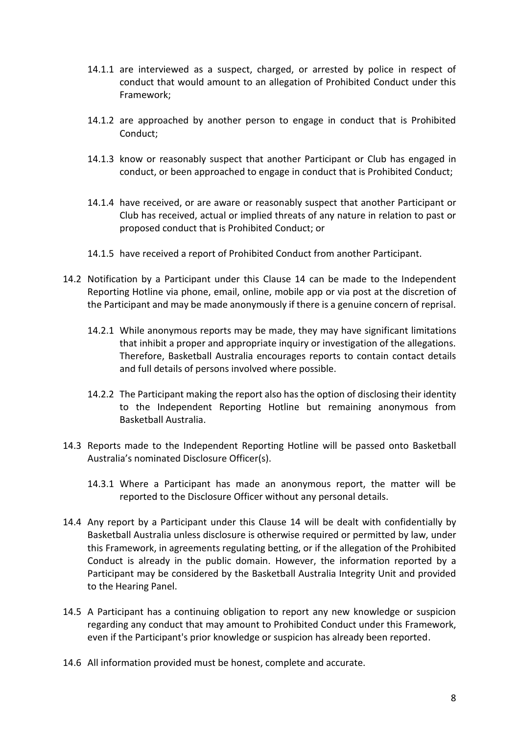14.1.1 are interviewed as a suspect, charged, or arrested by police in respect of conduct that would amount to an allegation of Prohibited Conduct under this Framework;

14.1.2 are approached by another person to engage in conduct that is Prohibited Conduct;

14.1.3 know or reasonably suspect that another Participant or Club has engaged in conduct, or been approached to engage in conduct that is Prohibited Conduct;

14.1.4 have received, or are aware or reasonably suspect that another Participant or Club has received, actual or implied threats of any nature in relation to past or proposed conduct that is Prohibited Conduct; or

14.1.5 have received a report of Prohibited Conduct from another Participant.

14.2 Notification by a Participant under this Clause 14 can be made to the Independent Reporting Hotline via phone, email, online, mobile app or via post at the discretion of the Participant and may be made anonymously if there is a genuine concern of reprisal.

14.2.1 While anonymous reports may be made, they may have significant limitations that inhibit a proper and appropriate inquiry or investigation of the allegations. Therefore, Basketball Australia encourages reports to contain contact details and full details of persons involved where possible.

14.2.2 The Participant making the report also has the option of disclosing their identity to the Independent Reporting Hotline but remaining anonymous from Basketball Australia.

14.3 Reports made to the Independent Reporting Hotline will be passed onto Basketball Australia's nominated Disclosure Officer(s).

14.3.1 Where a Participant has made an anonymous report, the matter will be reported to the Disclosure Officer without any personal details.

14.4 Any report by a Participant under this Clause 14 will be dealt with confidentially by Basketball Australia unless disclosure is otherwise required or permitted by law, under this Framework, in agreements regulating betting, or if the allegation of the Prohibited Conduct is already in the public domain. However, the information reported by a Participant may be considered by the Basketball Australia Integrity Unit and provided to the Hearing Panel.

14.5 A Participant has a continuing obligation to report any new knowledge or suspicion regarding any conduct that may amount to Prohibited Conduct under this Framework, even if the Participant's prior knowledge or suspicion has already been reported.

14.6 All information provided must be honest, complete and accurate.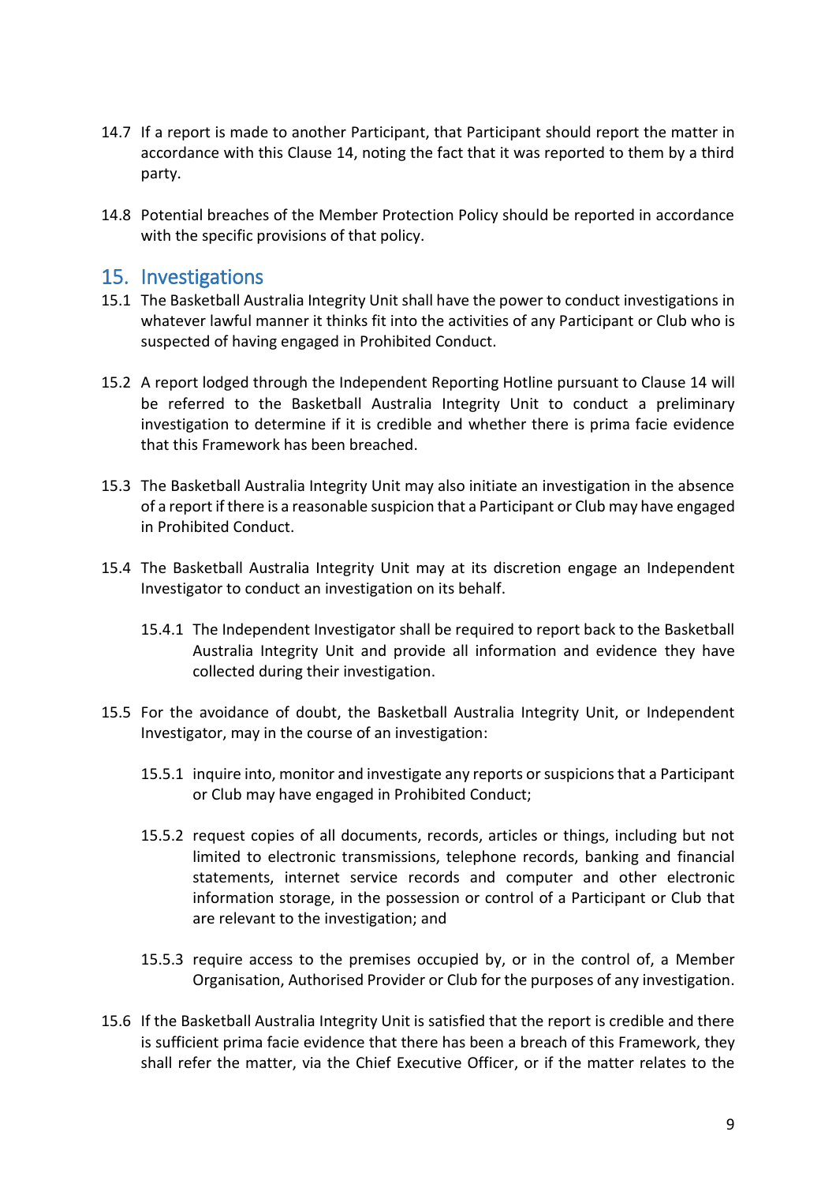14.7 If a report is made to another Participant, that Participant should report the matter in accordance with this Clause 14, noting the fact that it was reported to them by a third party.

14.8 Potential breaches of the Member Protection Policy should be reported in accordance with the specific provisions of that policy.

## 15. Investigations

15.1 The Basketball Australia Integrity Unit shall have the power to conduct investigations in whatever lawful manner it thinks fit into the activities of any Participant or Club who is suspected of having engaged in Prohibited Conduct.

15.2 A report lodged through the Independent Reporting Hotline pursuant to Clause 14 will be referred to the Basketball Australia Integrity Unit to conduct a preliminary investigation to determine if it is credible and whether there is prima facie evidence that this Framework has been breached.

15.3 The Basketball Australia Integrity Unit may also initiate an investigation in the absence of a report if there is a reasonable suspicion that a Participant or Club may have engaged in Prohibited Conduct.

15.4 The Basketball Australia Integrity Unit may at its discretion engage an Independent Investigator to conduct an investigation on its behalf.

15.4.1 The Independent Investigator shall be required to report back to the Basketball Australia Integrity Unit and provide all information and evidence they have collected during their investigation.

15.5 For the avoidance of doubt, the Basketball Australia Integrity Unit, or Independent Investigator, may in the course of an investigation:

15.5.1 inquire into, monitor and investigate any reports or suspicions that a Participant or Club may have engaged in Prohibited Conduct;

15.5.2 request copies of all documents, records, articles or things, including but not limited to electronic transmissions, telephone records, banking and financial statements, internet service records and computer and other electronic information storage, in the possession or control of a Participant or Club that are relevant to the investigation; and

15.5.3 require access to the premises occupied by, or in the control of, a Member Organisation, Authorised Provider or Club for the purposes of any investigation.

15.6 If the Basketball Australia Integrity Unit is satisfied that the report is credible and there is sufficient prima facie evidence that there has been a breach of this Framework, they shall refer the matter, via the Chief Executive Officer, or if the matter relates to the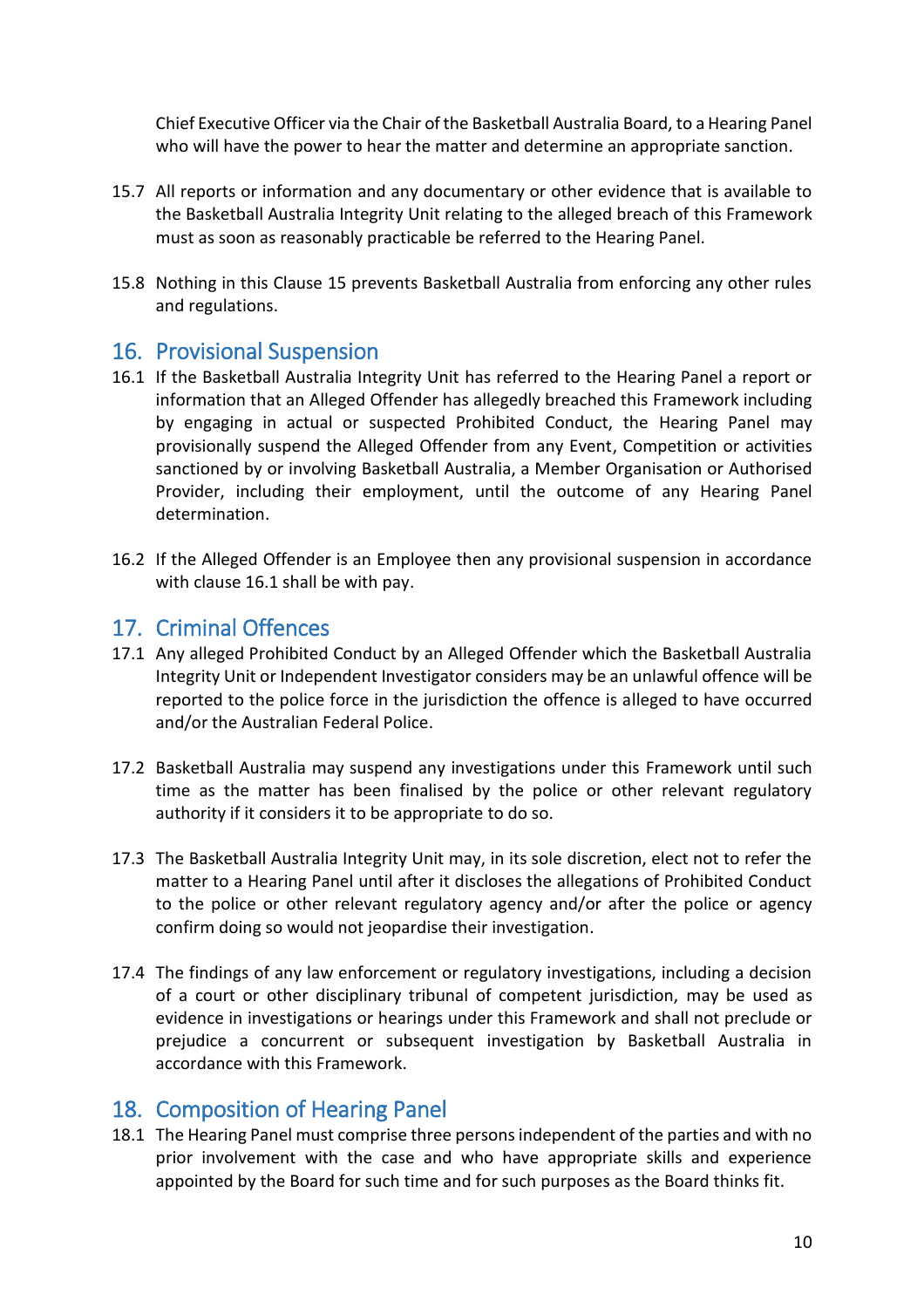Chief Executive Officer via the Chair of the Basketball Australia Board, to a Hearing Panel who will have the power to hear the matter and determine an appropriate sanction.

15.7 All reports or information and any documentary or other evidence that is available to the Basketball Australia Integrity Unit relating to the alleged breach of this Framework must as soon as reasonably practicable be referred to the Hearing Panel.

15.8 Nothing in this Clause 15 prevents Basketball Australia from enforcing any other rules and regulations.

## 16. Provisional Suspension

16.1 If the Basketball Australia Integrity Unit has referred to the Hearing Panel a report or information that an Alleged Offender has allegedly breached this Framework including by engaging in actual or suspected Prohibited Conduct, the Hearing Panel may provisionally suspend the Alleged Offender from any Event, Competition or activities sanctioned by or involving Basketball Australia, a Member Organisation or Authorised Provider, including their employment, until the outcome of any Hearing Panel determination.

16.2 If the Alleged Offender is an Employee then any provisional suspension in accordance with clause 16.1 shall be with pay.

## 17. Criminal Offences

17.1 Any alleged Prohibited Conduct by an Alleged Offender which the Basketball Australia Integrity Unit or Independent Investigator considers may be an unlawful offence will be reported to the police force in the jurisdiction the offence is alleged to have occurred and/or the Australian Federal Police.

17.2 Basketball Australia may suspend any investigations under this Framework until such time as the matter has been finalised by the police or other relevant regulatory authority if it considers it to be appropriate to do so.

17.3 The Basketball Australia Integrity Unit may, in its sole discretion, elect not to refer the matter to a Hearing Panel until after it discloses the allegations of Prohibited Conduct to the police or other relevant regulatory agency and/or after the police or agency confirm doing so would not jeopardise their investigation.

17.4 The findings of any law enforcement or regulatory investigations, including a decision of a court or other disciplinary tribunal of competent jurisdiction, may be used as evidence in investigations or hearings under this Framework and shall not preclude or prejudice a concurrent or subsequent investigation by Basketball Australia in accordance with this Framework.

## 18. Composition of Hearing Panel

18.1 The Hearing Panel must comprise three persons independent of the parties and with no prior involvement with the case and who have appropriate skills and experience appointed by the Board for such time and for such purposes as the Board thinks fit.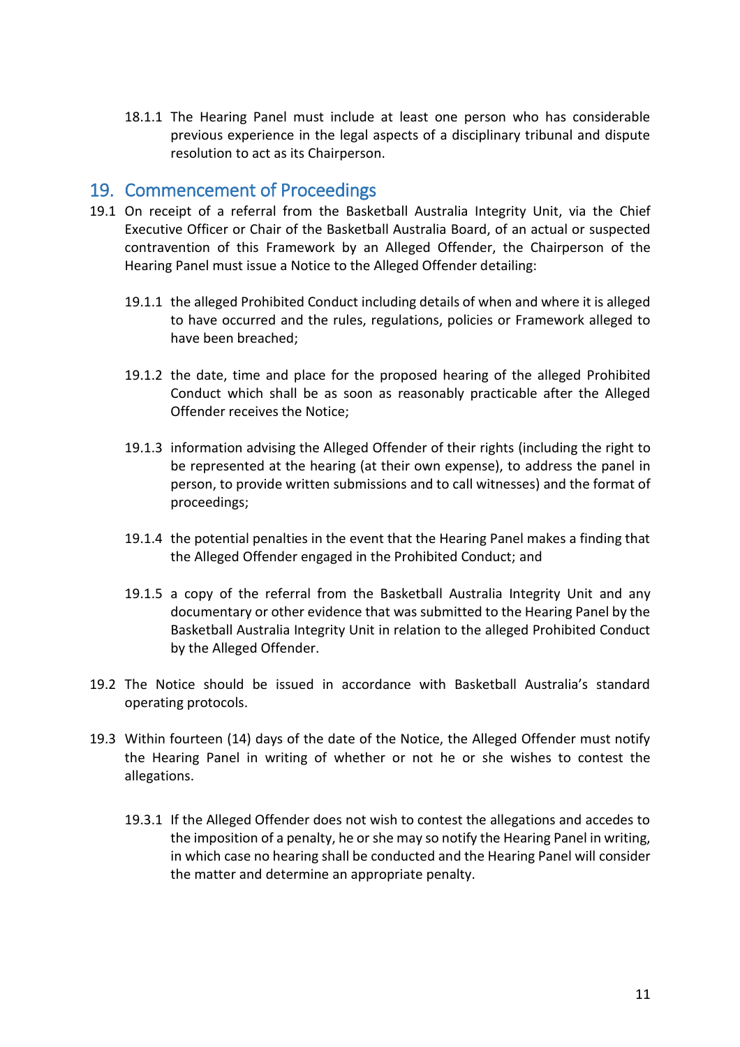18.1.1 The Hearing Panel must include at least one person who has considerable previous experience in the legal aspects of a disciplinary tribunal and dispute resolution to act as its Chairperson.

## 19. Commencement of Proceedings

19.1 On receipt of a referral from the Basketball Australia Integrity Unit, via the Chief Executive Officer or Chair of the Basketball Australia Board, of an actual or suspected contravention of this Framework by an Alleged Offender, the Chairperson of the Hearing Panel must issue a Notice to the Alleged Offender detailing:

19.1.1 the alleged Prohibited Conduct including details of when and where it is alleged to have occurred and the rules, regulations, policies or Framework alleged to have been breached;

19.1.2 the date, time and place for the proposed hearing of the alleged Prohibited Conduct which shall be as soon as reasonably practicable after the Alleged Offender receives the Notice;

19.1.3 information advising the Alleged Offender of their rights (including the right to be represented at the hearing (at their own expense), to address the panel in person, to provide written submissions and to call witnesses) and the format of proceedings;

19.1.4 the potential penalties in the event that the Hearing Panel makes a finding that the Alleged Offender engaged in the Prohibited Conduct; and

19.1.5 a copy of the referral from the Basketball Australia Integrity Unit and any documentary or other evidence that was submitted to the Hearing Panel by the Basketball Australia Integrity Unit in relation to the alleged Prohibited Conduct by the Alleged Offender.

19.2 The Notice should be issued in accordance with Basketball Australia's standard operating protocols.

19.3 Within fourteen (14) days of the date of the Notice, the Alleged Offender must notify the Hearing Panel in writing of whether or not he or she wishes to contest the allegations.

19.3.1 If the Alleged Offender does not wish to contest the allegations and accedes to the imposition of a penalty, he or she may so notify the Hearing Panel in writing, in which case no hearing shall be conducted and the Hearing Panel will consider the matter and determine an appropriate penalty.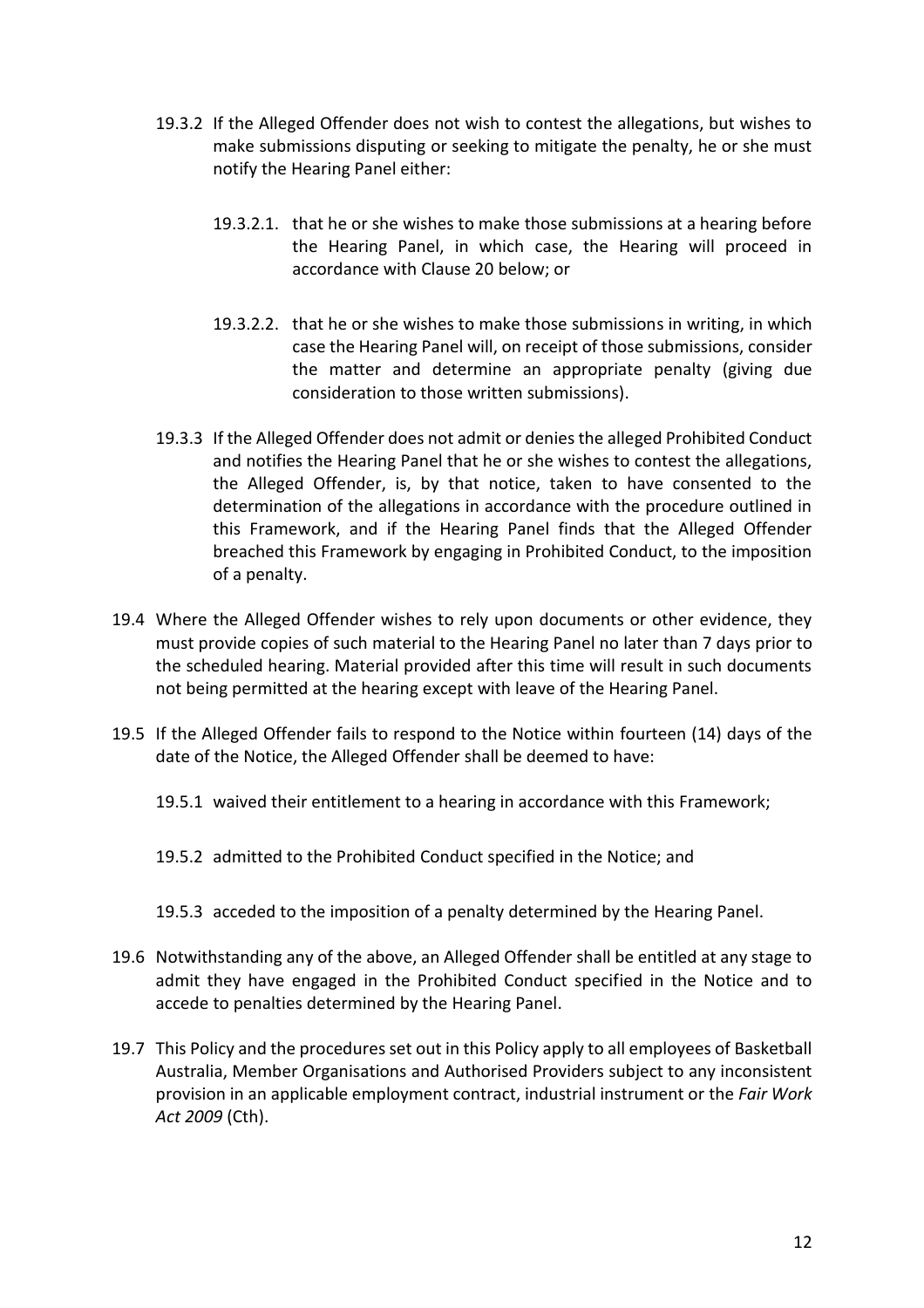19.3.2 If the Alleged Offender does not wish to contest the allegations, but wishes to make submissions disputing or seeking to mitigate the penalty, he or she must notify the Hearing Panel either:

19.3.2.1. that he or she wishes to make those submissions at a hearing before the Hearing Panel, in which case, the Hearing will proceed in accordance with Clause 20 below; or

19.3.2.2. that he or she wishes to make those submissions in writing, in which case the Hearing Panel will, on receipt of those submissions, consider the matter and determine an appropriate penalty (giving due consideration to those written submissions).

19.3.3 If the Alleged Offender does not admit or denies the alleged Prohibited Conduct and notifies the Hearing Panel that he or she wishes to contest the allegations, the Alleged Offender, is, by that notice, taken to have consented to the determination of the allegations in accordance with the procedure outlined in this Framework, and if the Hearing Panel finds that the Alleged Offender breached this Framework by engaging in Prohibited Conduct, to the imposition of a penalty.

19.4 Where the Alleged Offender wishes to rely upon documents or other evidence, they must provide copies of such material to the Hearing Panel no later than 7 days prior to the scheduled hearing. Material provided after this time will result in such documents not being permitted at the hearing except with leave of the Hearing Panel.

19.5 If the Alleged Offender fails to respond to the Notice within fourteen (14) days of the date of the Notice, the Alleged Offender shall be deemed to have:

19.5.1 waived their entitlement to a hearing in accordance with this Framework;

19.5.2 admitted to the Prohibited Conduct specified in the Notice; and

19.5.3 acceded to the imposition of a penalty determined by the Hearing Panel.

19.6 Notwithstanding any of the above, an Alleged Offender shall be entitled at any stage to admit they have engaged in the Prohibited Conduct specified in the Notice and to accede to penalties determined by the Hearing Panel.

19.7 This Policy and the procedures set out in this Policy apply to all employees of Basketball Australia, Member Organisations and Authorised Providers subject to any inconsistent provision in an applicable employment contract, industrial instrument or the *Fair Work Act 2009* (Cth).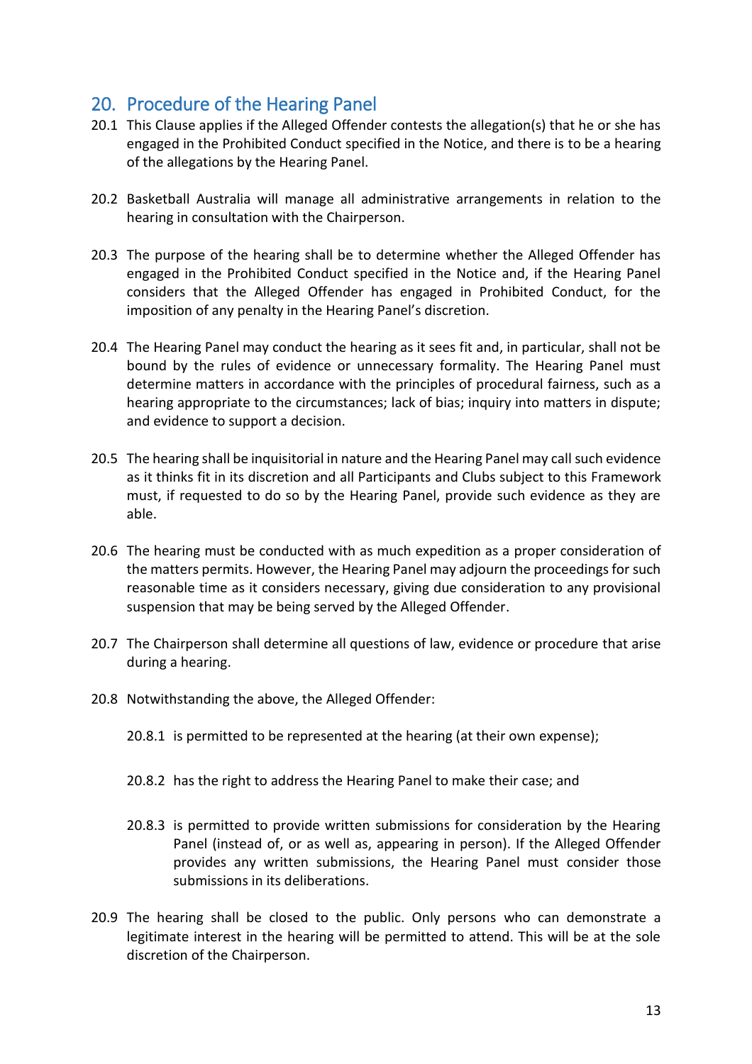## 20. Procedure of the Hearing Panel

20.1 This Clause applies if the Alleged Offender contests the allegation(s) that he or she has engaged in the Prohibited Conduct specified in the Notice, and there is to be a hearing of the allegations by the Hearing Panel.

20.2 Basketball Australia will manage all administrative arrangements in relation to the hearing in consultation with the Chairperson.

20.3 The purpose of the hearing shall be to determine whether the Alleged Offender has engaged in the Prohibited Conduct specified in the Notice and, if the Hearing Panel considers that the Alleged Offender has engaged in Prohibited Conduct, for the imposition of any penalty in the Hearing Panel's discretion.

20.4 The Hearing Panel may conduct the hearing as it sees fit and, in particular, shall not be bound by the rules of evidence or unnecessary formality. The Hearing Panel must determine matters in accordance with the principles of procedural fairness, such as a hearing appropriate to the circumstances; lack of bias; inquiry into matters in dispute; and evidence to support a decision.

20.5 The hearing shall be inquisitorial in nature and the Hearing Panel may call such evidence as it thinks fit in its discretion and all Participants and Clubs subject to this Framework must, if requested to do so by the Hearing Panel, provide such evidence as they are able.

20.6 The hearing must be conducted with as much expedition as a proper consideration of the matters permits. However, the Hearing Panel may adjourn the proceedings for such reasonable time as it considers necessary, giving due consideration to any provisional suspension that may be being served by the Alleged Offender.

20.7 The Chairperson shall determine all questions of law, evidence or procedure that arise during a hearing.

20.8 Notwithstanding the above, the Alleged Offender:

20.8.1 is permitted to be represented at the hearing (at their own expense);

20.8.2 has the right to address the Hearing Panel to make their case; and

20.8.3 is permitted to provide written submissions for consideration by the Hearing Panel (instead of, or as well as, appearing in person). If the Alleged Offender provides any written submissions, the Hearing Panel must consider those submissions in its deliberations.

20.9 The hearing shall be closed to the public. Only persons who can demonstrate a legitimate interest in the hearing will be permitted to attend. This will be at the sole discretion of the Chairperson.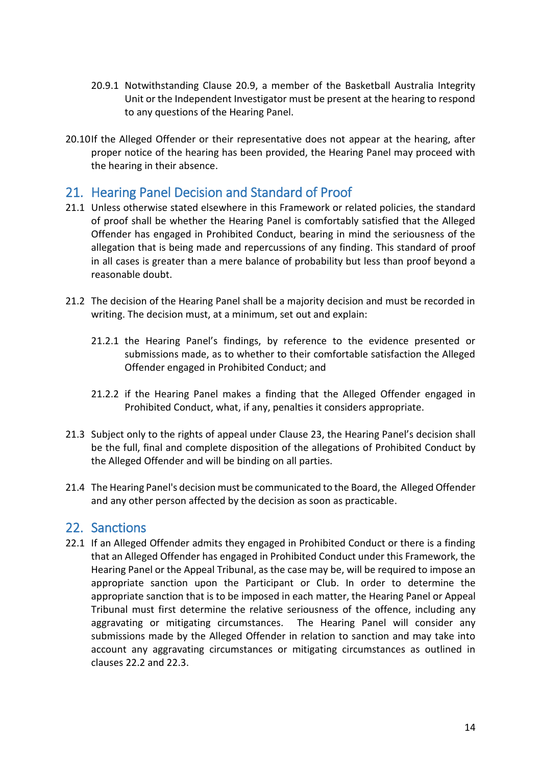20.9.1 Notwithstanding Clause 20.9, a member of the Basketball Australia Integrity Unit or the Independent Investigator must be present at the hearing to respond to any questions of the Hearing Panel.

20.10 If the Alleged Offender or their representative does not appear at the hearing, after proper notice of the hearing has been provided, the Hearing Panel may proceed with the hearing in their absence.

## 21. Hearing Panel Decision and Standard of Proof

21.1 Unless otherwise stated elsewhere in this Framework or related policies, the standard of proof shall be whether the Hearing Panel is comfortably satisfied that the Alleged Offender has engaged in Prohibited Conduct, bearing in mind the seriousness of the allegation that is being made and repercussions of any finding. This standard of proof in all cases is greater than a mere balance of probability but less than proof beyond a reasonable doubt.

21.2 The decision of the Hearing Panel shall be a majority decision and must be recorded in writing. The decision must, at a minimum, set out and explain:

21.2.1 the Hearing Panel's findings, by reference to the evidence presented or submissions made, as to whether to their comfortable satisfaction the Alleged Offender engaged in Prohibited Conduct; and

21.2.2 if the Hearing Panel makes a finding that the Alleged Offender engaged in Prohibited Conduct, what, if any, penalties it considers appropriate.

21.3 Subject only to the rights of appeal under Clause 23, the Hearing Panel's decision shall be the full, final and complete disposition of the allegations of Prohibited Conduct by the Alleged Offender and will be binding on all parties.

21.4 The Hearing Panel's decision must be communicated to the Board, the Alleged Offender and any other person affected by the decision as soon as practicable.

## 22. Sanctions

22.1 If an Alleged Offender admits they engaged in Prohibited Conduct or there is a finding that an Alleged Offender has engaged in Prohibited Conduct under this Framework, the Hearing Panel or the Appeal Tribunal, as the case may be, will be required to impose an appropriate sanction upon the Participant or Club. In order to determine the appropriate sanction that is to be imposed in each matter, the Hearing Panel or Appeal Tribunal must first determine the relative seriousness of the offence, including any aggravating or mitigating circumstances. The Hearing Panel will consider any submissions made by the Alleged Offender in relation to sanction and may take into account any aggravating circumstances or mitigating circumstances as outlined in clauses 22.2 and 22.3.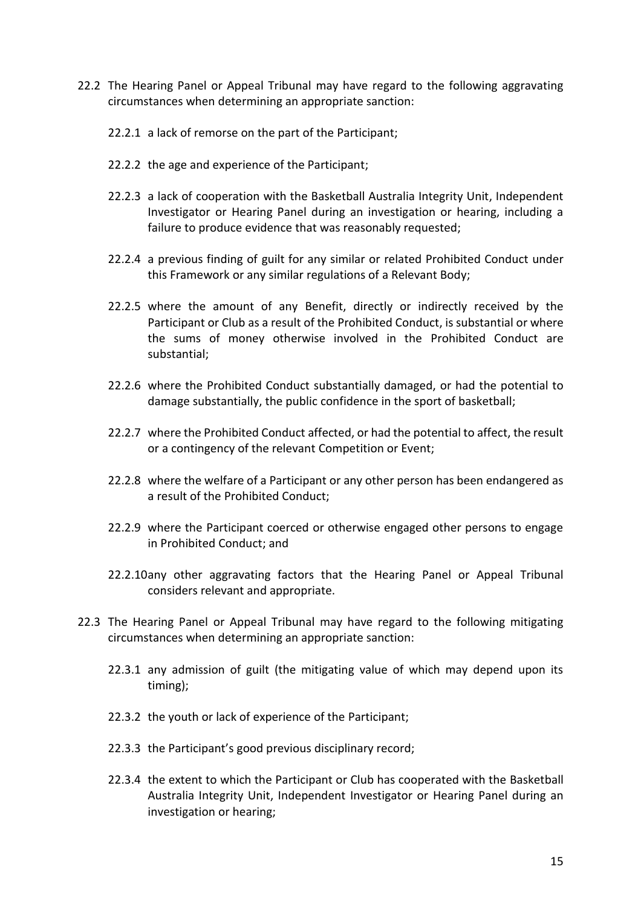22.2 The Hearing Panel or Appeal Tribunal may have regard to the following aggravating circumstances when determining an appropriate sanction:

22.2.1 a lack of remorse on the part of the Participant;

22.2.2 the age and experience of the Participant;

22.2.3 a lack of cooperation with the Basketball Australia Integrity Unit, Independent Investigator or Hearing Panel during an investigation or hearing, including a failure to produce evidence that was reasonably requested;

22.2.4 a previous finding of guilt for any similar or related Prohibited Conduct under this Framework or any similar regulations of a Relevant Body;

22.2.5 where the amount of any Benefit, directly or indirectly received by the Participant or Club as a result of the Prohibited Conduct, is substantial or where the sums of money otherwise involved in the Prohibited Conduct are substantial;

22.2.6 where the Prohibited Conduct substantially damaged, or had the potential to damage substantially, the public confidence in the sport of basketball;

22.2.7 where the Prohibited Conduct affected, or had the potential to affect, the result or a contingency of the relevant Competition or Event;

22.2.8 where the welfare of a Participant or any other person has been endangered as a result of the Prohibited Conduct;

22.2.9 where the Participant coerced or otherwise engaged other persons to engage in Prohibited Conduct; and

22.2.10 any other aggravating factors that the Hearing Panel or Appeal Tribunal considers relevant and appropriate.

22.3 The Hearing Panel or Appeal Tribunal may have regard to the following mitigating circumstances when determining an appropriate sanction:

22.3.1 any admission of guilt (the mitigating value of which may depend upon its timing);

22.3.2 the youth or lack of experience of the Participant;

22.3.3 the Participant's good previous disciplinary record;

22.3.4 the extent to which the Participant or Club has cooperated with the Basketball Australia Integrity Unit, Independent Investigator or Hearing Panel during an investigation or hearing;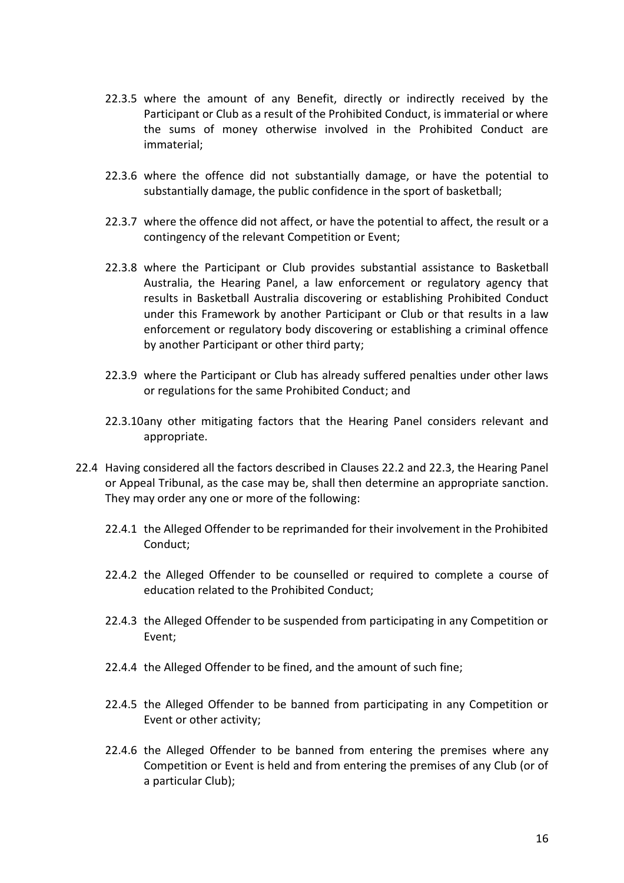22.3.5 where the amount of any Benefit, directly or indirectly received by the Participant or Club as a result of the Prohibited Conduct, is immaterial or where the sums of money otherwise involved in the Prohibited Conduct are immaterial;

22.3.6 where the offence did not substantially damage, or have the potential to substantially damage, the public confidence in the sport of basketball;

22.3.7 where the offence did not affect, or have the potential to affect, the result or a contingency of the relevant Competition or Event;

22.3.8 where the Participant or Club provides substantial assistance to Basketball Australia, the Hearing Panel, a law enforcement or regulatory agency that results in Basketball Australia discovering or establishing Prohibited Conduct under this Framework by another Participant or Club or that results in a law enforcement or regulatory body discovering or establishing a criminal offence by another Participant or other third party;

22.3.9 where the Participant or Club has already suffered penalties under other laws or regulations for the same Prohibited Conduct; and

22.3.10 any other mitigating factors that the Hearing Panel considers relevant and appropriate.

22.4 Having considered all the factors described in Clauses 22.2 and 22.3, the Hearing Panel or Appeal Tribunal, as the case may be, shall then determine an appropriate sanction. They may order any one or more of the following:

22.4.1 the Alleged Offender to be reprimanded for their involvement in the Prohibited Conduct;

22.4.2 the Alleged Offender to be counselled or required to complete a course of education related to the Prohibited Conduct;

22.4.3 the Alleged Offender to be suspended from participating in any Competition or Event;

22.4.4 the Alleged Offender to be fined, and the amount of such fine;

22.4.5 the Alleged Offender to be banned from participating in any Competition or Event or other activity;

22.4.6 the Alleged Offender to be banned from entering the premises where any Competition or Event is held and from entering the premises of any Club (or of a particular Club);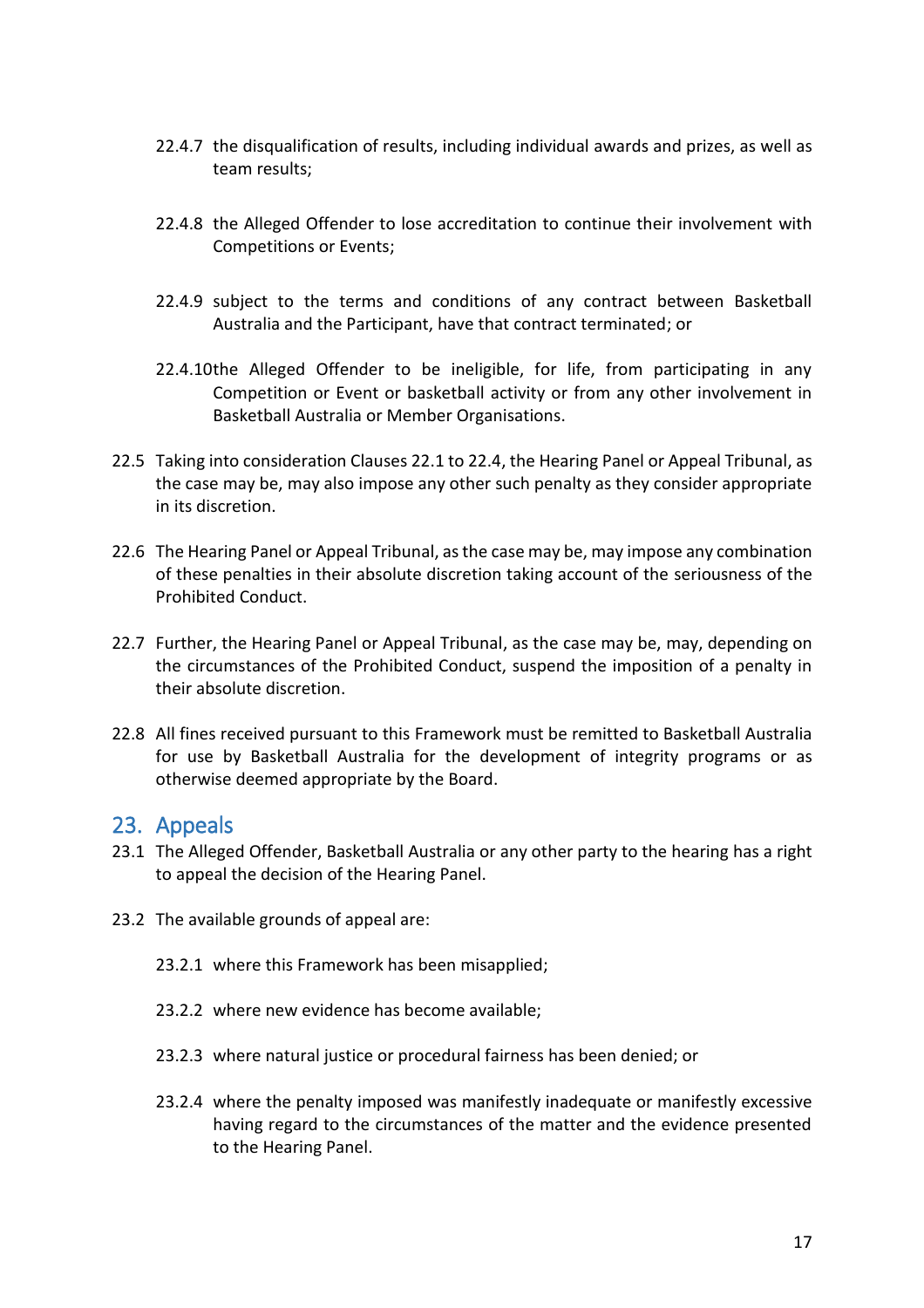22.4.7 the disqualification of results, including individual awards and prizes, as well as team results;

22.4.8 the Alleged Offender to lose accreditation to continue their involvement with Competitions or Events;

22.4.9 subject to the terms and conditions of any contract between Basketball Australia and the Participant, have that contract terminated; or

22.4.10 the Alleged Offender to be ineligible, for life, from participating in any Competition or Event or basketball activity or from any other involvement in Basketball Australia or Member Organisations.

22.5 Taking into consideration Clauses 22.1 to 22.4, the Hearing Panel or Appeal Tribunal, as the case may be, may also impose any other such penalty as they consider appropriate in its discretion.

22.6 The Hearing Panel or Appeal Tribunal, as the case may be, may impose any combination of these penalties in their absolute discretion taking account of the seriousness of the Prohibited Conduct.

22.7 Further, the Hearing Panel or Appeal Tribunal, as the case may be, may, depending on the circumstances of the Prohibited Conduct, suspend the imposition of a penalty in their absolute discretion.

22.8 All fines received pursuant to this Framework must be remitted to Basketball Australia for use by Basketball Australia for the development of integrity programs or as otherwise deemed appropriate by the Board.

## 23. Appeals

23.1 The Alleged Offender, Basketball Australia or any other party to the hearing has a right to appeal the decision of the Hearing Panel.

23.2 The available grounds of appeal are:

23.2.1 where this Framework has been misapplied;

23.2.2 where new evidence has become available;

23.2.3 where natural justice or procedural fairness has been denied; or

23.2.4 where the penalty imposed was manifestly inadequate or manifestly excessive having regard to the circumstances of the matter and the evidence presented to the Hearing Panel.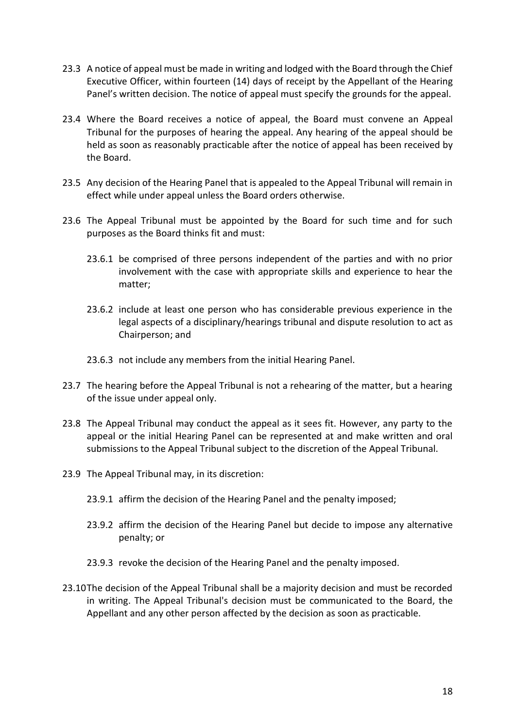23.3 A notice of appeal must be made in writing and lodged with the Board through the Chief Executive Officer, within fourteen (14) days of receipt by the Appellant of the Hearing Panel's written decision. The notice of appeal must specify the grounds for the appeal.

23.4 Where the Board receives a notice of appeal, the Board must convene an Appeal Tribunal for the purposes of hearing the appeal. Any hearing of the appeal should be held as soon as reasonably practicable after the notice of appeal has been received by the Board.

23.5 Any decision of the Hearing Panel that is appealed to the Appeal Tribunal will remain in effect while under appeal unless the Board orders otherwise.

23.6 The Appeal Tribunal must be appointed by the Board for such time and for such purposes as the Board thinks fit and must:

23.6.1 be comprised of three persons independent of the parties and with no prior involvement with the case with appropriate skills and experience to hear the matter;

23.6.2 include at least one person who has considerable previous experience in the legal aspects of a disciplinary/hearings tribunal and dispute resolution to act as Chairperson; and

23.6.3 not include any members from the initial Hearing Panel.

23.7 The hearing before the Appeal Tribunal is not a rehearing of the matter, but a hearing of the issue under appeal only.

23.8 The Appeal Tribunal may conduct the appeal as it sees fit. However, any party to the appeal or the initial Hearing Panel can be represented at and make written and oral submissions to the Appeal Tribunal subject to the discretion of the Appeal Tribunal.

23.9 The Appeal Tribunal may, in its discretion:

23.9.1 affirm the decision of the Hearing Panel and the penalty imposed;

23.9.2 affirm the decision of the Hearing Panel but decide to impose any alternative penalty; or

23.9.3 revoke the decision of the Hearing Panel and the penalty imposed.

23.10 The decision of the Appeal Tribunal shall be a majority decision and must be recorded in writing. The Appeal Tribunal's decision must be communicated to the Board, the Appellant and any other person affected by the decision as soon as practicable.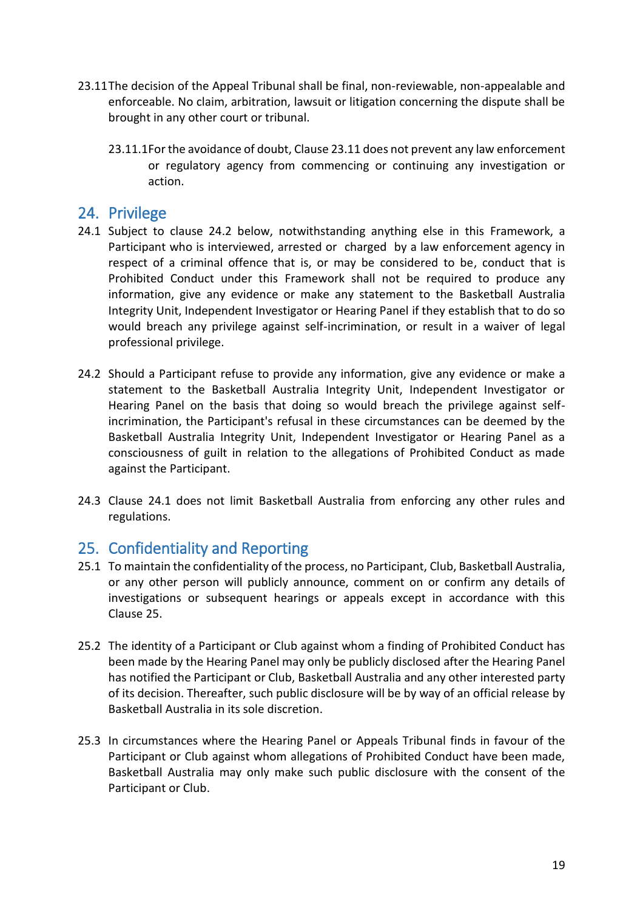23.11 The decision of the Appeal Tribunal shall be final, non-reviewable, non-appealable and enforceable. No claim, arbitration, lawsuit or litigation concerning the dispute shall be brought in any other court or tribunal.

23.11.1 For the avoidance of doubt, Clause 23.11 does not prevent any law enforcement or regulatory agency from commencing or continuing any investigation or action.

## 24. Privilege

24.1 Subject to clause 24.2 below, notwithstanding anything else in this Framework, a Participant who is interviewed, arrested or charged by a law enforcement agency in respect of a criminal offence that is, or may be considered to be, conduct that is Prohibited Conduct under this Framework shall not be required to produce any information, give any evidence or make any statement to the Basketball Australia Integrity Unit, Independent Investigator or Hearing Panel if they establish that to do so would breach any privilege against self-incrimination, or result in a waiver of legal professional privilege.

24.2 Should a Participant refuse to provide any information, give any evidence or make a statement to the Basketball Australia Integrity Unit, Independent Investigator or Hearing Panel on the basis that doing so would breach the privilege against self-incrimination, the Participant's refusal in these circumstances can be deemed by the Basketball Australia Integrity Unit, Independent Investigator or Hearing Panel as a consciousness of guilt in relation to the allegations of Prohibited Conduct as made against the Participant.

24.3 Clause 24.1 does not limit Basketball Australia from enforcing any other rules and regulations.

## 25. Confidentiality and Reporting

25.1 To maintain the confidentiality of the process, no Participant, Club, Basketball Australia, or any other person will publicly announce, comment on or confirm any details of investigations or subsequent hearings or appeals except in accordance with this Clause 25.

25.2 The identity of a Participant or Club against whom a finding of Prohibited Conduct has been made by the Hearing Panel may only be publicly disclosed after the Hearing Panel has notified the Participant or Club, Basketball Australia and any other interested party of its decision. Thereafter, such public disclosure will be by way of an official release by Basketball Australia in its sole discretion.

25.3 In circumstances where the Hearing Panel or Appeals Tribunal finds in favour of the Participant or Club against whom allegations of Prohibited Conduct have been made, Basketball Australia may only make such public disclosure with the consent of the Participant or Club.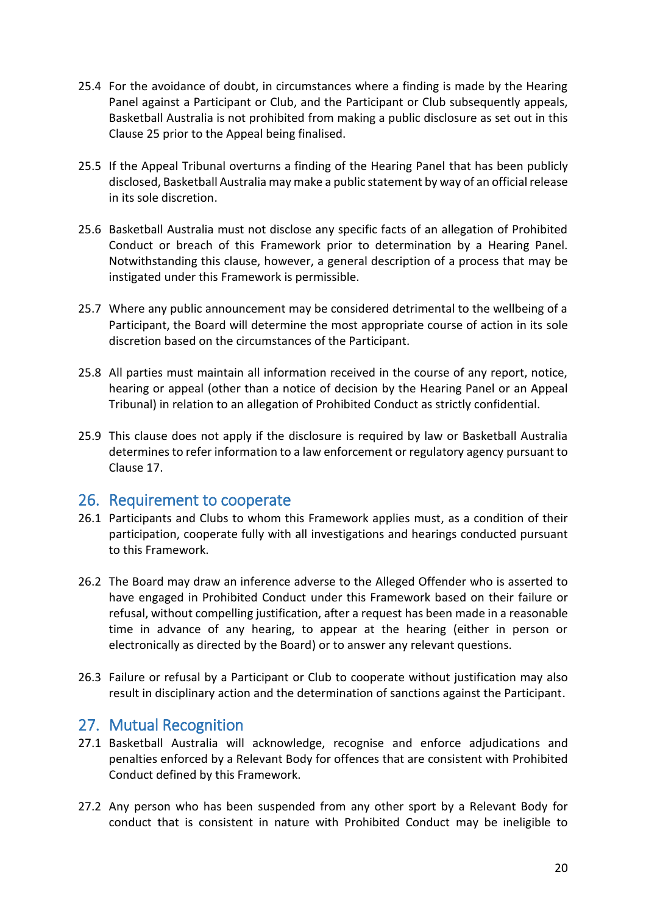25.4 For the avoidance of doubt, in circumstances where a finding is made by the Hearing Panel against a Participant or Club, and the Participant or Club subsequently appeals, Basketball Australia is not prohibited from making a public disclosure as set out in this Clause 25 prior to the Appeal being finalised.

25.5 If the Appeal Tribunal overturns a finding of the Hearing Panel that has been publicly disclosed, Basketball Australia may make a public statement by way of an official release in its sole discretion.

25.6 Basketball Australia must not disclose any specific facts of an allegation of Prohibited Conduct or breach of this Framework prior to determination by a Hearing Panel. Notwithstanding this clause, however, a general description of a process that may be instigated under this Framework is permissible.

25.7 Where any public announcement may be considered detrimental to the wellbeing of a Participant, the Board will determine the most appropriate course of action in its sole discretion based on the circumstances of the Participant.

25.8 All parties must maintain all information received in the course of any report, notice, hearing or appeal (other than a notice of decision by the Hearing Panel or an Appeal Tribunal) in relation to an allegation of Prohibited Conduct as strictly confidential.

25.9 This clause does not apply if the disclosure is required by law or Basketball Australia determines to refer information to a law enforcement or regulatory agency pursuant to Clause 17.

## 26. Requirement to cooperate

26.1 Participants and Clubs to whom this Framework applies must, as a condition of their participation, cooperate fully with all investigations and hearings conducted pursuant to this Framework.

26.2 The Board may draw an inference adverse to the Alleged Offender who is asserted to have engaged in Prohibited Conduct under this Framework based on their failure or refusal, without compelling justification, after a request has been made in a reasonable time in advance of any hearing, to appear at the hearing (either in person or electronically as directed by the Board) or to answer any relevant questions.

26.3 Failure or refusal by a Participant or Club to cooperate without justification may also result in disciplinary action and the determination of sanctions against the Participant.

## 27. Mutual Recognition

27.1 Basketball Australia will acknowledge, recognise and enforce adjudications and penalties enforced by a Relevant Body for offences that are consistent with Prohibited Conduct defined by this Framework.

27.2 Any person who has been suspended from any other sport by a Relevant Body for conduct that is consistent in nature with Prohibited Conduct may be ineligible to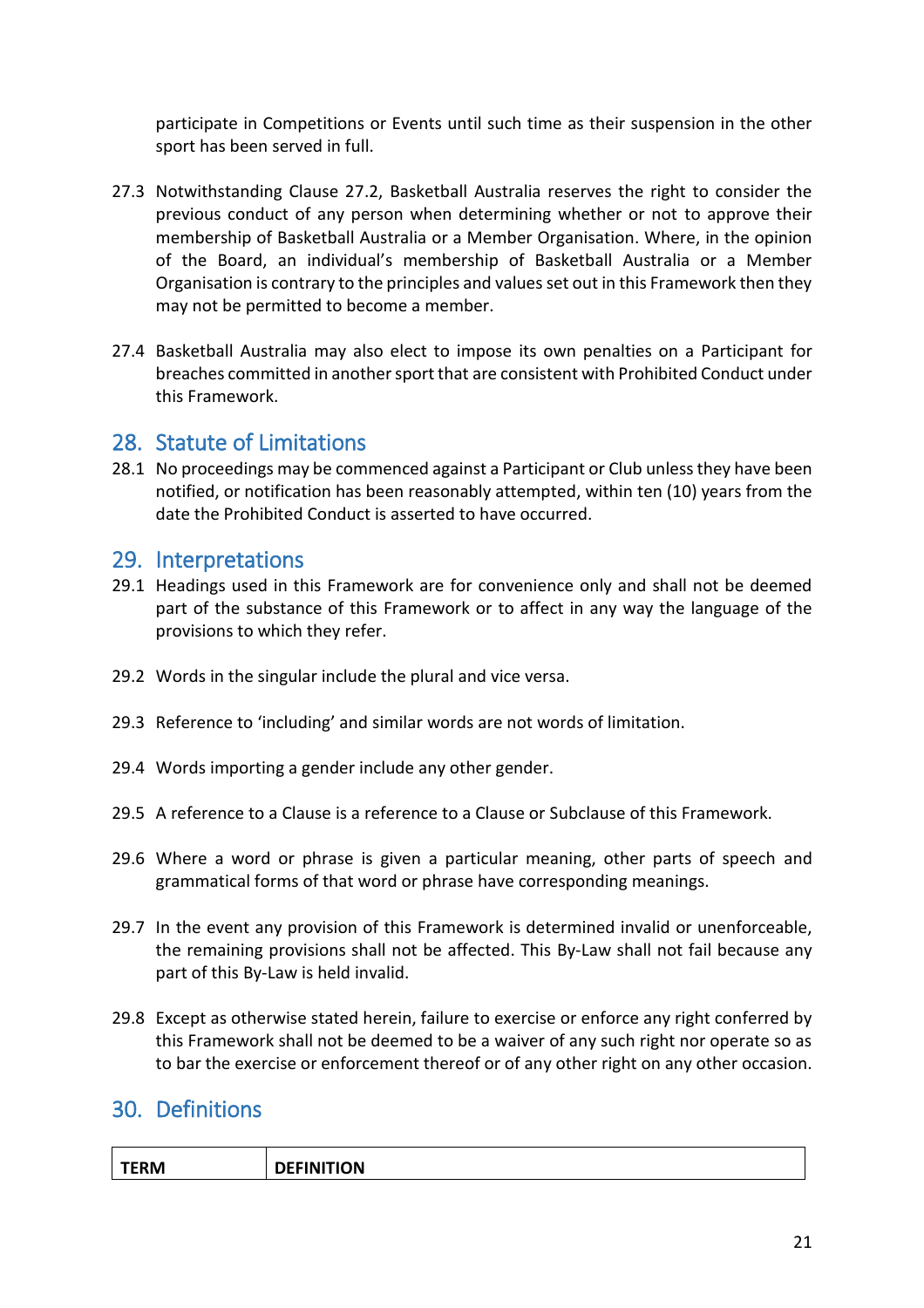participate in Competitions or Events until such time as their suspension in the other sport has been served in full.

27.3 Notwithstanding Clause 27.2, Basketball Australia reserves the right to consider the previous conduct of any person when determining whether or not to approve their membership of Basketball Australia or a Member Organisation. Where, in the opinion of the Board, an individual's membership of Basketball Australia or a Member Organisation is contrary to the principles and values set out in this Framework then they may not be permitted to become a member.

27.4 Basketball Australia may also elect to impose its own penalties on a Participant for breaches committed in another sport that are consistent with Prohibited Conduct under this Framework.

## 28. Statute of Limitations

28.1 No proceedings may be commenced against a Participant or Club unless they have been notified, or notification has been reasonably attempted, within ten (10) years from the date the Prohibited Conduct is asserted to have occurred.

## 29. Interpretations

29.1 Headings used in this Framework are for convenience only and shall not be deemed part of the substance of this Framework or to affect in any way the language of the provisions to which they refer.

29.2 Words in the singular include the plural and vice versa.

29.3 Reference to 'including' and similar words are not words of limitation.

29.4 Words importing a gender include any other gender.

29.5 A reference to a Clause is a reference to a Clause or Subclause of this Framework.

29.6 Where a word or phrase is given a particular meaning, other parts of speech and grammatical forms of that word or phrase have corresponding meanings.

29.7 In the event any provision of this Framework is determined invalid or unenforceable, the remaining provisions shall not be affected. This By-Law shall not fail because any part of this By-Law is held invalid.

29.8 Except as otherwise stated herein, failure to exercise or enforce any right conferred by this Framework shall not be deemed to be a waiver of any such right nor operate so as to bar the exercise or enforcement thereof or of any other right on any other occasion.

## 30. Definitions

| TERM | DEFINITION |
|---|---|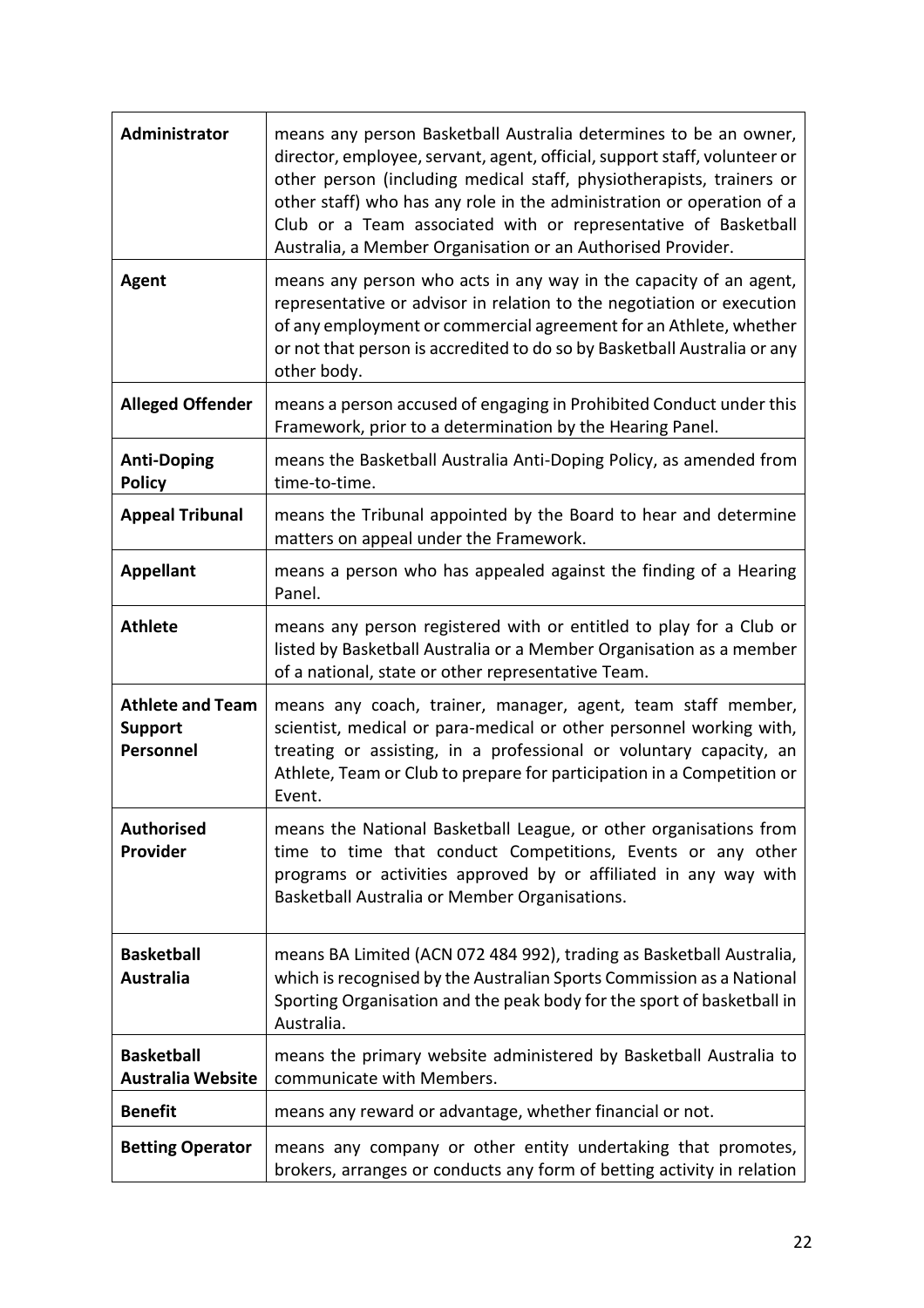| | |
|---|---|
| **Administrator** | means any person Basketball Australia determines to be an owner, director, employee, servant, agent, official, support staff, volunteer or other person (including medical staff, physiotherapists, trainers or other staff) who has any role in the administration or operation of a Club or a Team associated with or representative of Basketball Australia, a Member Organisation or an Authorised Provider. |
| **Agent** | means any person who acts in any way in the capacity of an agent, representative or advisor in relation to the negotiation or execution of any employment or commercial agreement for an Athlete, whether or not that person is accredited to do so by Basketball Australia or any other body. |
| **Alleged Offender** | means a person accused of engaging in Prohibited Conduct under this Framework, prior to a determination by the Hearing Panel. |
| **Anti-Doping Policy** | means the Basketball Australia Anti-Doping Policy, as amended from time-to-time. |
| **Appeal Tribunal** | means the Tribunal appointed by the Board to hear and determine matters on appeal under the Framework. |
| **Appellant** | means a person who has appealed against the finding of a Hearing Panel. |
| **Athlete** | means any person registered with or entitled to play for a Club or listed by Basketball Australia or a Member Organisation as a member of a national, state or other representative Team. |
| **Athlete and Team Support Personnel** | means any coach, trainer, manager, agent, team staff member, scientist, medical or para-medical or other personnel working with, treating or assisting, in a professional or voluntary capacity, an Athlete, Team or Club to prepare for participation in a Competition or Event. |
| **Authorised Provider** | means the National Basketball League, or other organisations from time to time that conduct Competitions, Events or any other programs or activities approved by or affiliated in any way with Basketball Australia or Member Organisations. |
| **Basketball Australia** | means BA Limited (ACN 072 484 992), trading as Basketball Australia, which is recognised by the Australian Sports Commission as a National Sporting Organisation and the peak body for the sport of basketball in Australia. |
| **Basketball Australia Website** | means the primary website administered by Basketball Australia to communicate with Members. |
| **Benefit** | means any reward or advantage, whether financial or not. |
| **Betting Operator** | means any company or other entity undertaking that promotes, brokers, arranges or conducts any form of betting activity in relation |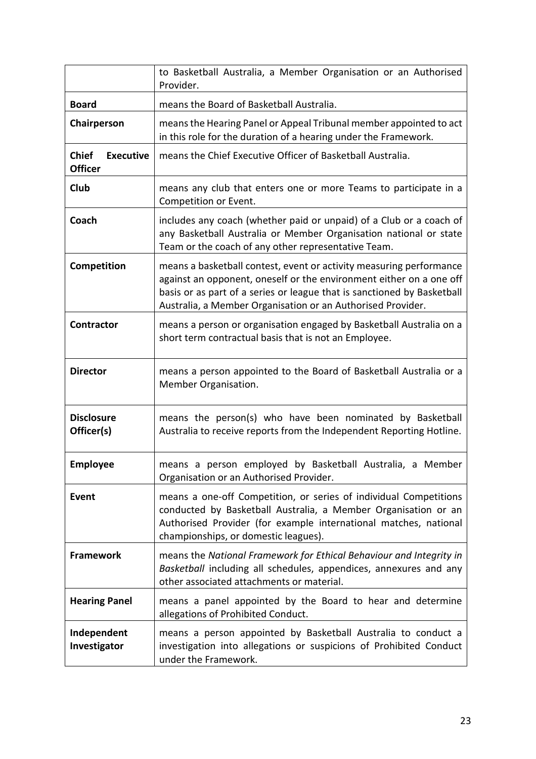| | |
|---|---|
| | to Basketball Australia, a Member Organisation or an Authorised Provider. |
| **Board** | means the Board of Basketball Australia. |
| **Chairperson** | means the Hearing Panel or Appeal Tribunal member appointed to act in this role for the duration of a hearing under the Framework. |
| **Chief Executive Officer** | means the Chief Executive Officer of Basketball Australia. |
| **Club** | means any club that enters one or more Teams to participate in a Competition or Event. |
| **Coach** | includes any coach (whether paid or unpaid) of a Club or a coach of any Basketball Australia or Member Organisation national or state Team or the coach of any other representative Team. |
| **Competition** | means a basketball contest, event or activity measuring performance against an opponent, oneself or the environment either on a one off basis or as part of a series or league that is sanctioned by Basketball Australia, a Member Organisation or an Authorised Provider. |
| **Contractor** | means a person or organisation engaged by Basketball Australia on a short term contractual basis that is not an Employee. |
| **Director** | means a person appointed to the Board of Basketball Australia or a Member Organisation. |
| **Disclosure Officer(s)** | means the person(s) who have been nominated by Basketball Australia to receive reports from the Independent Reporting Hotline. |
| **Employee** | means a person employed by Basketball Australia, a Member Organisation or an Authorised Provider. |
| **Event** | means a one-off Competition, or series of individual Competitions conducted by Basketball Australia, a Member Organisation or an Authorised Provider (for example international matches, national championships, or domestic leagues). |
| **Framework** | means the *National Framework for Ethical Behaviour and Integrity in Basketball* including all schedules, appendices, annexures and any other associated attachments or material. |
| **Hearing Panel** | means a panel appointed by the Board to hear and determine allegations of Prohibited Conduct. |
| **Independent Investigator** | means a person appointed by Basketball Australia to conduct a investigation into allegations or suspicions of Prohibited Conduct under the Framework. |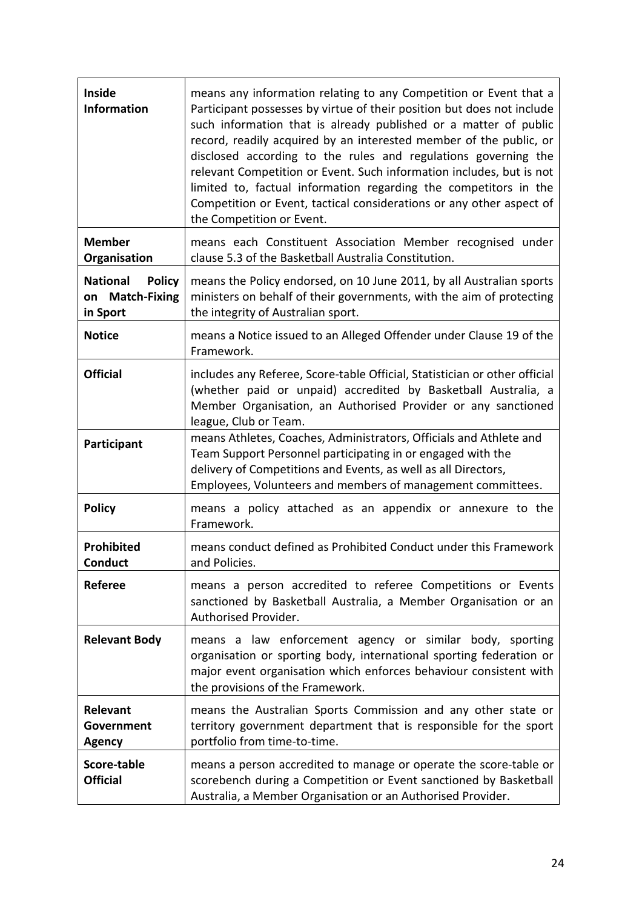| | |
|---|---|
| **Inside Information** | means any information relating to any Competition or Event that a Participant possesses by virtue of their position but does not include such information that is already published or a matter of public record, readily acquired by an interested member of the public, or disclosed according to the rules and regulations governing the relevant Competition or Event. Such information includes, but is not limited to, factual information regarding the competitors in the Competition or Event, tactical considerations or any other aspect of the Competition or Event. |
| **Member Organisation** | means each Constituent Association Member recognised under clause 5.3 of the Basketball Australia Constitution. |
| **National Policy on Match-Fixing in Sport** | means the Policy endorsed, on 10 June 2011, by all Australian sports ministers on behalf of their governments, with the aim of protecting the integrity of Australian sport. |
| **Notice** | means a Notice issued to an Alleged Offender under Clause 19 of the Framework. |
| **Official** | includes any Referee, Score-table Official, Statistician or other official (whether paid or unpaid) accredited by Basketball Australia, a Member Organisation, an Authorised Provider or any sanctioned league, Club or Team. |
| **Participant** | means Athletes, Coaches, Administrators, Officials and Athlete and Team Support Personnel participating in or engaged with the delivery of Competitions and Events, as well as all Directors, Employees, Volunteers and members of management committees. |
| **Policy** | means a policy attached as an appendix or annexure to the Framework. |
| **Prohibited Conduct** | means conduct defined as Prohibited Conduct under this Framework and Policies. |
| **Referee** | means a person accredited to referee Competitions or Events sanctioned by Basketball Australia, a Member Organisation or an Authorised Provider. |
| **Relevant Body** | means a law enforcement agency or similar body, sporting organisation or sporting body, international sporting federation or major event organisation which enforces behaviour consistent with the provisions of the Framework. |
| **Relevant Government Agency** | means the Australian Sports Commission and any other state or territory government department that is responsible for the sport portfolio from time-to-time. |
| **Score-table Official** | means a person accredited to manage or operate the score-table or scorebench during a Competition or Event sanctioned by Basketball Australia, a Member Organisation or an Authorised Provider. |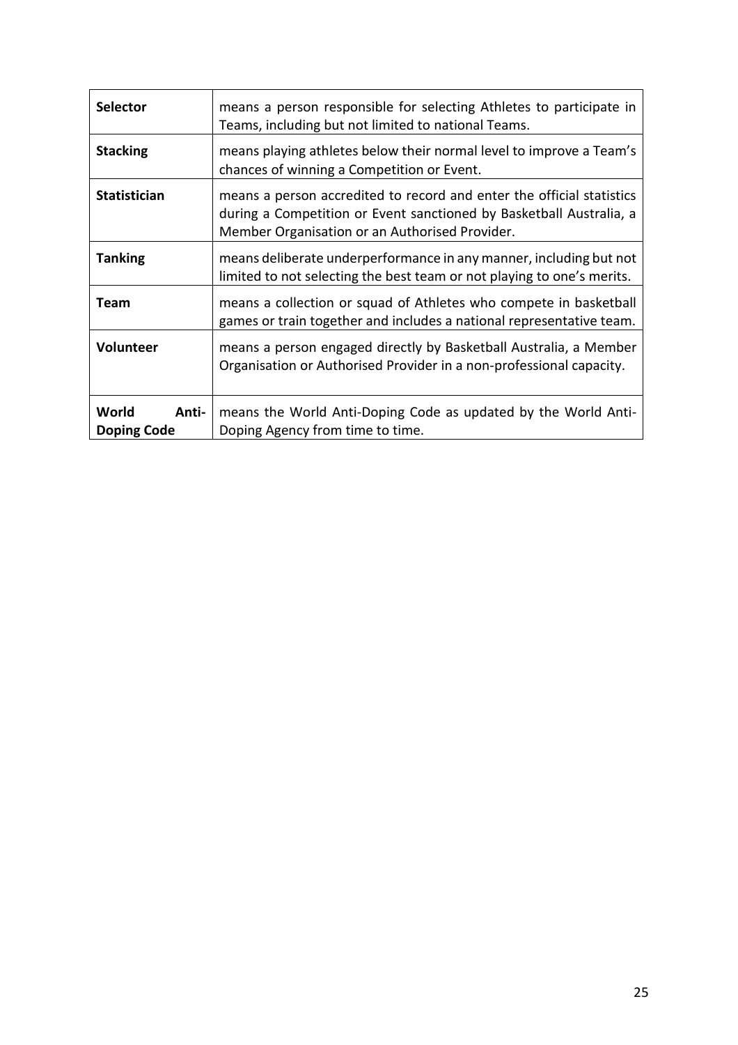| | |
|---|---|
| **Selector** | means a person responsible for selecting Athletes to participate in Teams, including but not limited to national Teams. |
| **Stacking** | means playing athletes below their normal level to improve a Team's chances of winning a Competition or Event. |
| **Statistician** | means a person accredited to record and enter the official statistics during a Competition or Event sanctioned by Basketball Australia, a Member Organisation or an Authorised Provider. |
| **Tanking** | means deliberate underperformance in any manner, including but not limited to not selecting the best team or not playing to one's merits. |
| **Team** | means a collection or squad of Athletes who compete in basketball games or train together and includes a national representative team. |
| **Volunteer** | means a person engaged directly by Basketball Australia, a Member Organisation or Authorised Provider in a non-professional capacity. |
| **World Anti-Doping Code** | means the World Anti-Doping Code as updated by the World Anti-Doping Agency from time to time. |